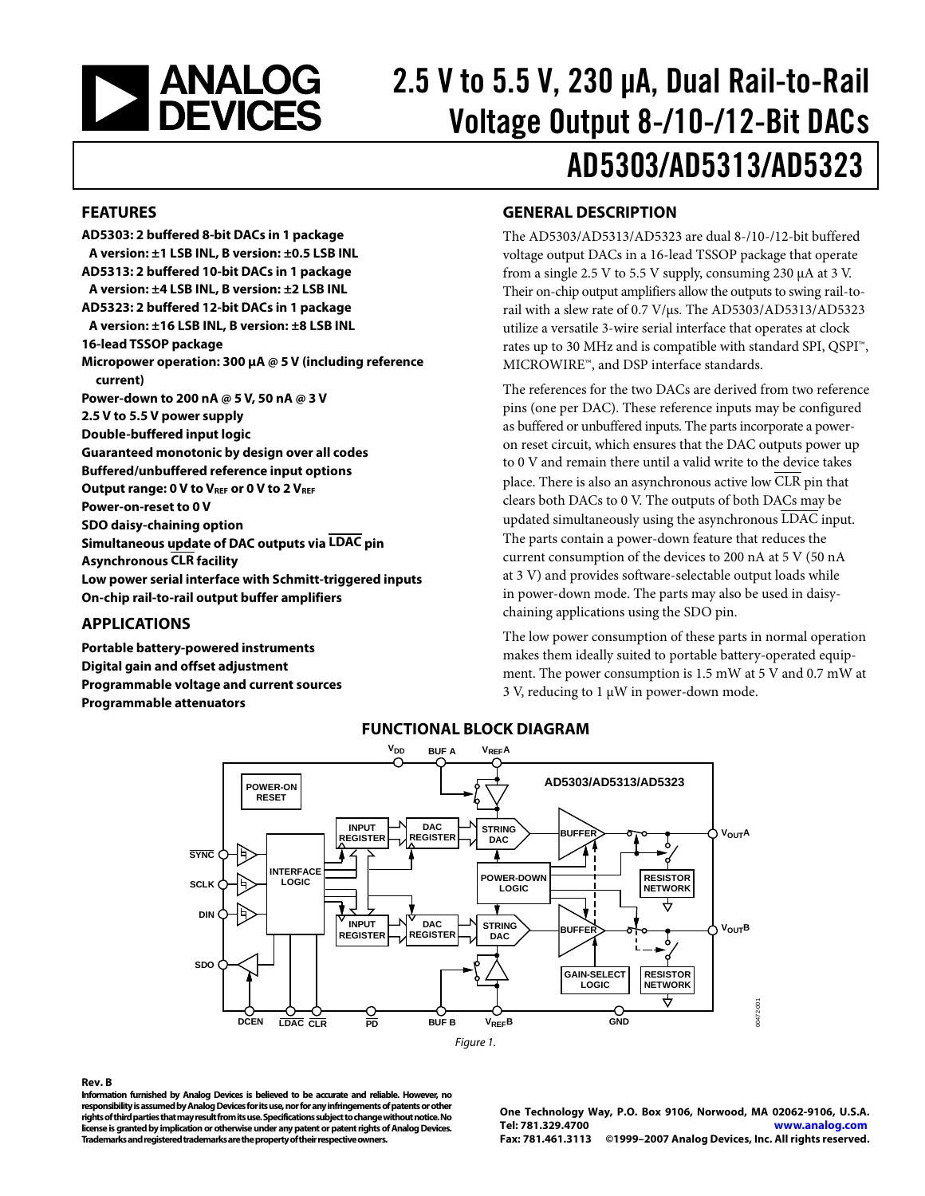# 2.5 V to 5.5 V, 230 μA, Dual Rail-to-Rail Voltage Output 8-/10-/12-Bit DACs

# AD5303/AD5313/AD5323

## FEATURES

**AD5303: 2 buffered 8-bit DACs in 1 package**
**A version: ±1 LSB INL, B version: ±0.5 LSB INL**
**AD5313: 2 buffered 10-bit DACs in 1 package**
**A version: ±4 LSB INL, B version: ±2 LSB INL**
**AD5323: 2 buffered 12-bit DACs in 1 package**
**A version: ±16 LSB INL, B version: ±8 LSB INL**
**16-lead TSSOP package**
**Micropower operation: 300 μA @ 5 V (including reference current)**
**Power-down to 200 nA @ 5 V, 50 nA @ 3 V**
**2.5 V to 5.5 V power supply**
**Double-buffered input logic**
**Guaranteed monotonic by design over all codes**
**Buffered/unbuffered reference input options**
**Output range: 0 V to $V_{REF}$ or 0 V to 2 $V_{REF}$**
**Power-on-reset to 0 V**
**SDO daisy-chaining option**
**Simultaneous update of DAC outputs via $\overline{\text{LDAC}}$ pin**
**Asynchronous $\overline{\text{CLR}}$ facility**
**Low power serial interface with Schmitt-triggered inputs**
**On-chip rail-to-rail output buffer amplifiers**

## APPLICATIONS

**Portable battery-powered instruments**
**Digital gain and offset adjustment**
**Programmable voltage and current sources**
**Programmable attenuators**

## GENERAL DESCRIPTION

The AD5303/AD5313/AD5323 are dual 8-/10-/12-bit buffered voltage output DACs in a 16-lead TSSOP package that operate from a single 2.5 V to 5.5 V supply, consuming 230 μA at 3 V. Their on-chip output amplifiers allow the outputs to swing rail-to-rail with a slew rate of 0.7 V/μs. The AD5303/AD5313/AD5323 utilize a versatile 3-wire serial interface that operates at clock rates up to 30 MHz and is compatible with standard SPI, QSPI™, MICROWIRE™, and DSP interface standards.

The references for the two DACs are derived from two reference pins (one per DAC). These reference inputs may be configured as buffered or unbuffered inputs. The parts incorporate a power-on reset circuit, which ensures that the DAC outputs power up to 0 V and remain there until a valid write to the device takes place. There is also an asynchronous active low $\overline{\text{CLR}}$ pin that clears both DACs to 0 V. The outputs of both DACs may be updated simultaneously using the asynchronous $\overline{\text{LDAC}}$ input. The parts contain a power-down feature that reduces the current consumption of the devices to 200 nA at 5 V (50 nA at 3 V) and provides software-selectable output loads while in power-down mode. The parts may also be used in daisy-chaining applications using the SDO pin.

The low power consumption of these parts in normal operation makes them ideally suited to portable battery-operated equipment. The power consumption is 1.5 mW at 5 V and 0.7 mW at 3 V, reducing to 1 μW in power-down mode.

## FUNCTIONAL BLOCK DIAGRAM

Figure 1.

Rev. B

Information furnished by Analog Devices is believed to be accurate and reliable. However, no responsibility is assumed by Analog Devices for its use, nor for any infringements of patents or other rights of third parties that may result from its use. Specifications subject to change without notice. No license is granted by implication or otherwise under any patent or patent rights of Analog Devices. Trademarks and registered trademarks are the property of their respective owners.

One Technology Way, P.O. Box 9106, Norwood, MA 02062-9106, U.S.A.
Tel: 781.329.4700 www.analog.com
Fax: 781.461.3113 ©1999–2007 Analog Devices, Inc. All rights reserved.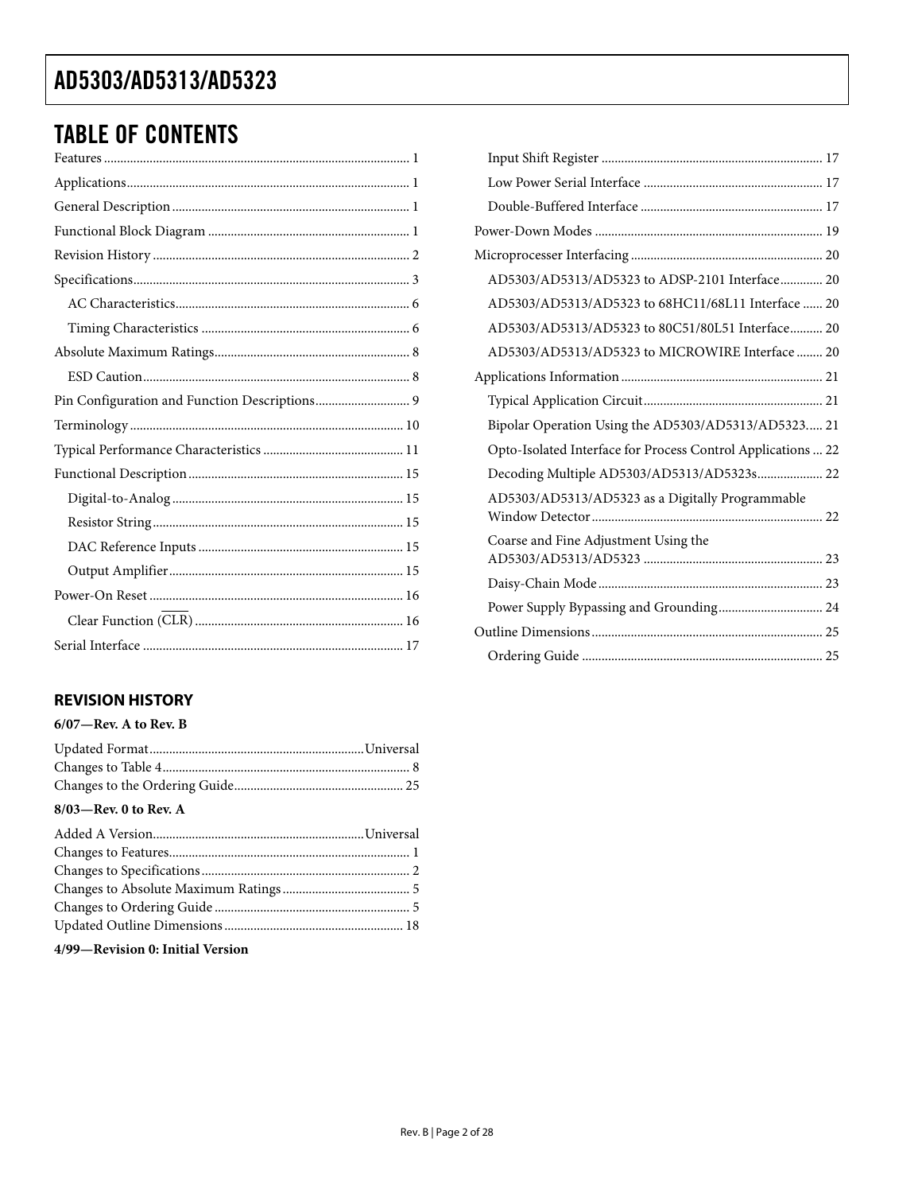## TABLE OF CONTENTS

Features ... 1
Applications ... 1
General Description ... 1
Functional Block Diagram ... 1
Revision History ... 2
Specifications ... 3
  AC Characteristics ... 6
  Timing Characteristics ... 6
Absolute Maximum Ratings ... 8
  ESD Caution ... 8
Pin Configuration and Function Descriptions ... 9
Terminology ... 10
Typical Performance Characteristics ... 11
Functional Description ... 15
  Digital-to-Analog ... 15
  Resistor String ... 15
  DAC Reference Inputs ... 15
  Output Amplifier ... 15
Power-On Reset ... 16
  Clear Function (CLR) ... 16
Serial Interface ... 17
  Input Shift Register ... 17
  Low Power Serial Interface ... 17
  Double-Buffered Interface ... 17
Power-Down Modes ... 19
Microprocesser Interfacing ... 20
  AD5303/AD5313/AD5323 to ADSP-2101 Interface ... 20
  AD5303/AD5313/AD5323 to 68HC11/68L11 Interface ... 20
  AD5303/AD5313/AD5323 to 80C51/80L51 Interface ... 20
  AD5303/AD5313/AD5323 to MICROWIRE Interface ... 20
Applications Information ... 21
  Typical Application Circuit ... 21
  Bipolar Operation Using the AD5303/AD5313/AD5323 ... 21
  Opto-Isolated Interface for Process Control Applications ... 22
  Decoding Multiple AD5303/AD5313/AD5323s ... 22
  AD5303/AD5313/AD5323 as a Digitally Programmable Window Detector ... 22
  Coarse and Fine Adjustment Using the AD5303/AD5313/AD5323 ... 23
  Daisy-Chain Mode ... 23
  Power Supply Bypassing and Grounding ... 24
Outline Dimensions ... 25
  Ordering Guide ... 25

### REVISION HISTORY

**6/07—Rev. A to Rev. B**

Updated Format ... Universal
Changes to Table 4 ... 8
Changes to the Ordering Guide ... 25

**8/03—Rev. 0 to Rev. A**

Added A Version ... Universal
Changes to Features ... 1
Changes to Specifications ... 2
Changes to Absolute Maximum Ratings ... 5
Changes to Ordering Guide ... 5
Updated Outline Dimensions ... 18

**4/99—Revision 0: Initial Version**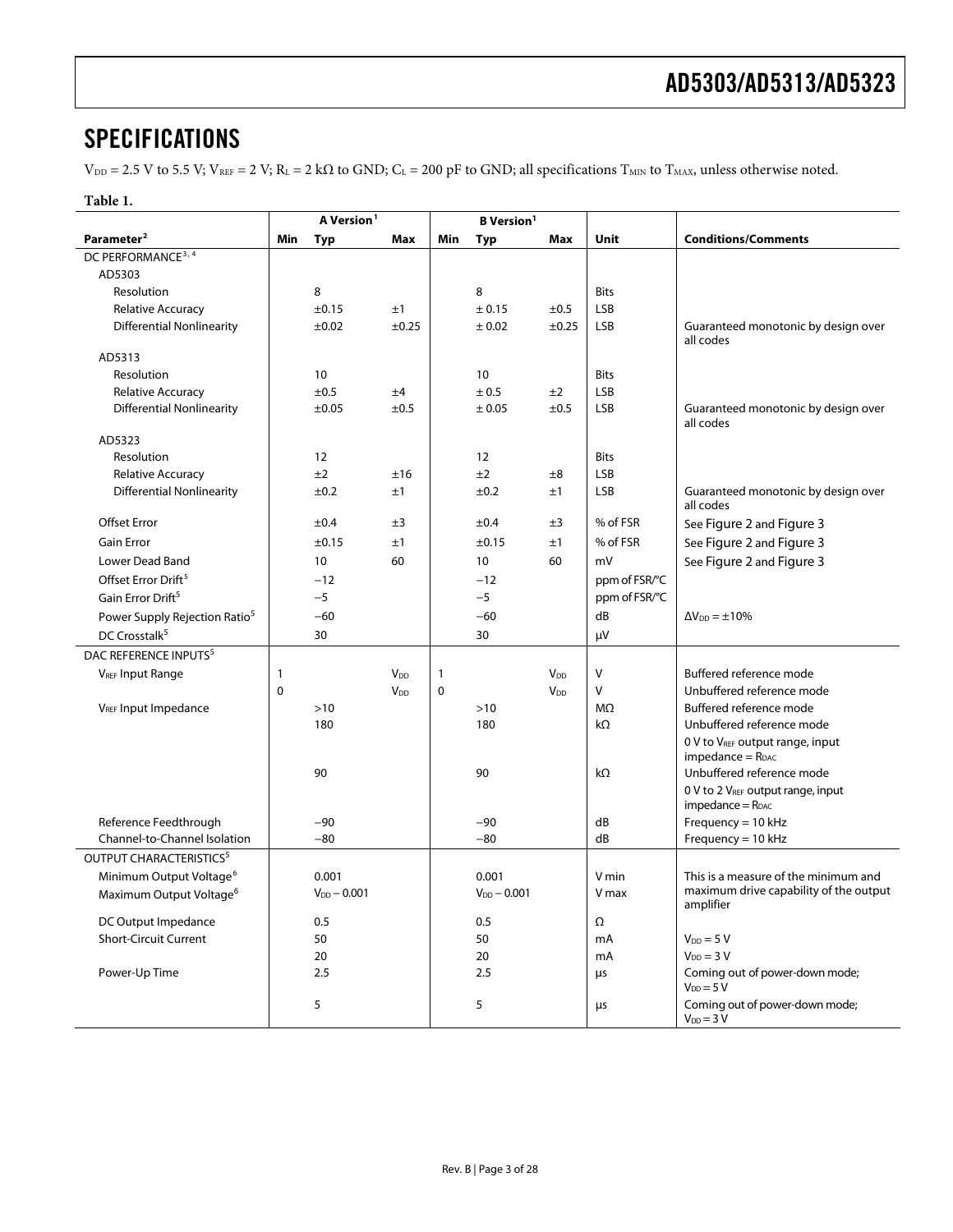# SPECIFICATIONS

$V_{DD}$ = 2.5 V to 5.5 V; $V_{REF}$ = 2 V; $R_L$ = 2 kΩ to GND; $C_L$ = 200 pF to GND; all specifications $T_{MIN}$ to $T_{MAX}$, unless otherwise noted.

**Table 1.**

| Parameter[2] | A Version[1] | | | B Version[1] | | | Unit | Conditions/Comments |
|---|---|---|---|---|---|---|---|---|
| | Min | Typ | Max | Min | Typ | Max | | |
| DC PERFORMANCE[3, 4] | | | | | | | | |
| AD5303 | | | | | | | | |
| Resolution | | 8 | | | 8 | | Bits | |
| Relative Accuracy | | ±0.15 | ±1 | | ± 0.15 | ±0.5 | LSB | |
| Differential Nonlinearity | | ±0.02 | ±0.25 | | ± 0.02 | ±0.25 | LSB | Guaranteed monotonic by design over all codes |
| AD5313 | | | | | | | | |
| Resolution | | 10 | | | 10 | | Bits | |
| Relative Accuracy | | ±0.5 | ±4 | | ± 0.5 | ±2 | LSB | |
| Differential Nonlinearity | | ±0.05 | ±0.5 | | ± 0.05 | ±0.5 | LSB | Guaranteed monotonic by design over all codes |
| AD5323 | | | | | | | | |
| Resolution | | 12 | | | 12 | | Bits | |
| Relative Accuracy | | ±2 | ±16 | | ±2 | ±8 | LSB | |
| Differential Nonlinearity | | ±0.2 | ±1 | | ±0.2 | ±1 | LSB | Guaranteed monotonic by design over all codes |
| Offset Error | | ±0.4 | ±3 | | ±0.4 | ±3 | % of FSR | See Figure 2 and Figure 3 |
| Gain Error | | ±0.15 | ±1 | | ±0.15 | ±1 | % of FSR | See Figure 2 and Figure 3 |
| Lower Dead Band | | 10 | 60 | | 10 | 60 | mV | See Figure 2 and Figure 3 |
| Offset Error Drift[5] | | −12 | | | −12 | | ppm of FSR/°C | |
| Gain Error Drift[5] | | −5 | | | −5 | | ppm of FSR/°C | |
| Power Supply Rejection Ratio[5] | | −60 | | | −60 | | dB | $\Delta V_{DD}$ = ±10% |
| DC Crosstalk[5] | | 30 | | | 30 | | μV | |
| DAC REFERENCE INPUTS[5] | | | | | | | | |
| $V_{REF}$ Input Range | 1 | | $V_{DD}$ | 1 | | $V_{DD}$ | V | Buffered reference mode |
| | 0 | | $V_{DD}$ | 0 | | $V_{DD}$ | V | Unbuffered reference mode |
| $V_{REF}$ Input Impedance | | >10 | | | >10 | | MΩ | Buffered reference mode |
| | | 180 | | | 180 | | kΩ | Unbuffered reference mode 0 V to $V_{REF}$ output range, input impedance = $R_{DAC}$ |
| | | 90 | | | 90 | | kΩ | Unbuffered reference mode 0 V to 2 $V_{REF}$ output range, input impedance = $R_{DAC}$ |
| Reference Feedthrough | | −90 | | | −90 | | dB | Frequency = 10 kHz |
| Channel-to-Channel Isolation | | −80 | | | −80 | | dB | Frequency = 10 kHz |
| OUTPUT CHARACTERISTICS[5] | | | | | | | | |
| Minimum Output Voltage[6] | | 0.001 | | | 0.001 | | V min | This is a measure of the minimum and maximum drive capability of the output amplifier |
| Maximum Output Voltage[6] | | $V_{DD}$ − 0.001 | | | $V_{DD}$ − 0.001 | | V max | |
| DC Output Impedance | | 0.5 | | | 0.5 | | Ω | |
| Short-Circuit Current | | 50 | | | 50 | | mA | $V_{DD}$ = 5 V |
| | | 20 | | | 20 | | mA | $V_{DD}$ = 3 V |
| Power-Up Time | | 2.5 | | | 2.5 | | μs | Coming out of power-down mode; $V_{DD}$ = 5 V |
| | | 5 | | | 5 | | μs | Coming out of power-down mode; $V_{DD}$ = 3 V |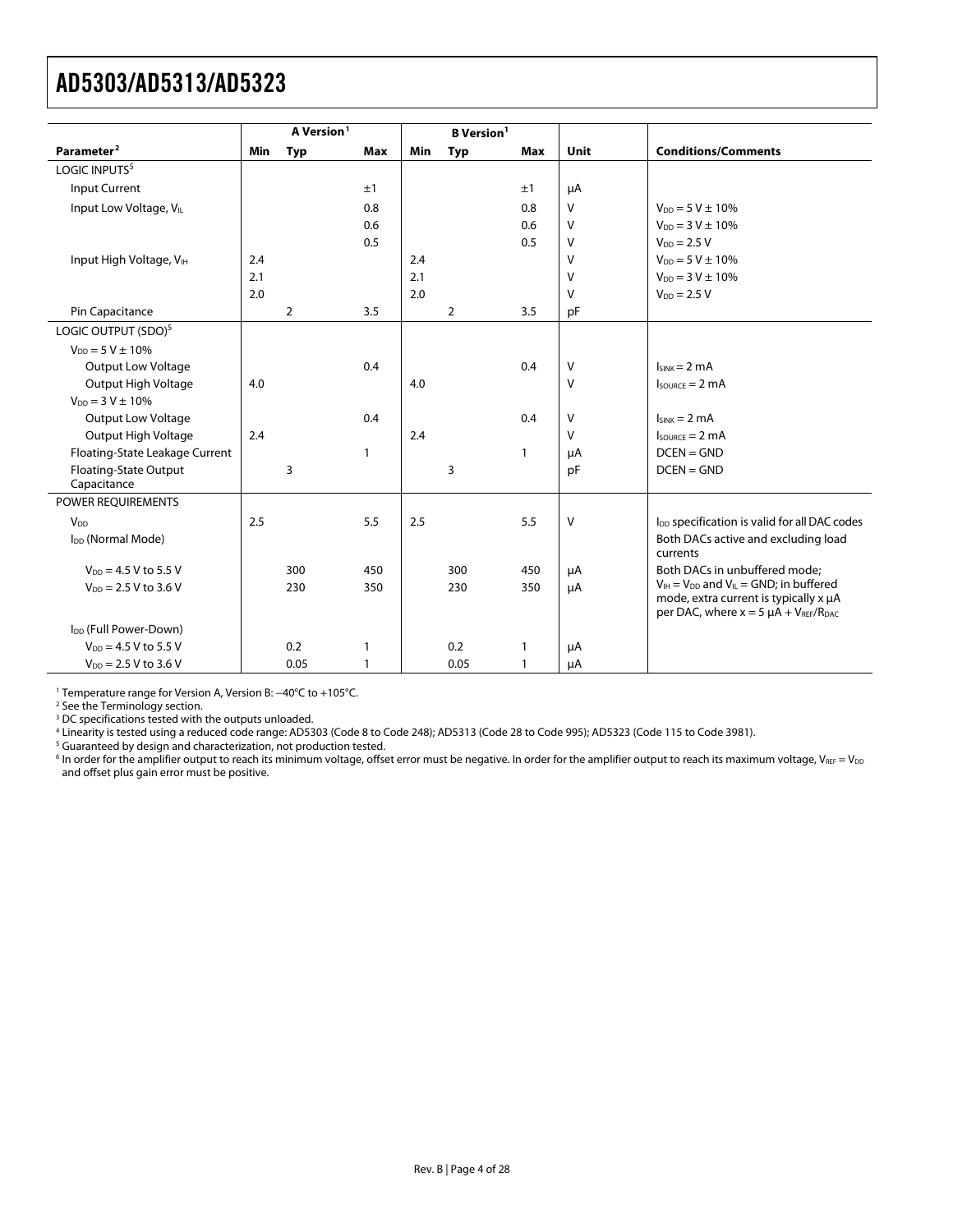| Parameter[2] | A Version[1] Min | Typ | Max | B Version[1] Min | Typ | Max | Unit | Conditions/Comments |
|---|---|---|---|---|---|---|---|---|
| LOGIC INPUTS[5] | | | | | | | | |
| Input Current | | | ±1 | | | ±1 | μA | |
| Input Low Voltage, $V_{IL}$ | | | 0.8 | | | 0.8 | V | $V_{DD}$ = 5 V ± 10% |
| | | | 0.6 | | | 0.6 | V | $V_{DD}$ = 3 V ± 10% |
| | | | 0.5 | | | 0.5 | V | $V_{DD}$ = 2.5 V |
| Input High Voltage, $V_{IH}$ | 2.4 | | | 2.4 | | | V | $V_{DD}$ = 5 V ± 10% |
| | 2.1 | | | 2.1 | | | V | $V_{DD}$ = 3 V ± 10% |
| | 2.0 | | | 2.0 | | | V | $V_{DD}$ = 2.5 V |
| Pin Capacitance | | 2 | 3.5 | | 2 | 3.5 | pF | |
| LOGIC OUTPUT (SDO)[5] | | | | | | | | |
| $V_{DD}$ = 5 V ± 10% | | | | | | | | |
| Output Low Voltage | | | 0.4 | | | 0.4 | V | $I_{SINK}$ = 2 mA |
| Output High Voltage | 4.0 | | | 4.0 | | | V | $I_{SOURCE}$ = 2 mA |
| $V_{DD}$ = 3 V ± 10% | | | | | | | | |
| Output Low Voltage | | | 0.4 | | | 0.4 | V | $I_{SINK}$ = 2 mA |
| Output High Voltage | 2.4 | | | 2.4 | | | V | $I_{SOURCE}$ = 2 mA |
| Floating-State Leakage Current | | | 1 | | | 1 | μA | DCEN = GND |
| Floating-State Output Capacitance | | 3 | | | 3 | | pF | DCEN = GND |
| POWER REQUIREMENTS | | | | | | | | |
| $V_{DD}$ | 2.5 | | 5.5 | 2.5 | | 5.5 | V | $I_{DD}$ specification is valid for all DAC codes |
| $I_{DD}$ (Normal Mode) | | | | | | | | Both DACs active and excluding load currents |
| $V_{DD}$ = 4.5 V to 5.5 V | | 300 | 450 | | 300 | 450 | μA | Both DACs in unbuffered mode; |
| $V_{DD}$ = 2.5 V to 3.6 V | | 230 | 350 | | 230 | 350 | μA | $V_{IH} = V_{DD}$ and $V_{IL}$ = GND; in buffered mode, extra current is typically x μA per DAC, where x = 5 μA + $V_{REF}/R_{DAC}$ |
| $I_{DD}$ (Full Power-Down) | | | | | | | | |
| $V_{DD}$ = 4.5 V to 5.5 V | | 0.2 | 1 | | 0.2 | 1 | μA | |
| $V_{DD}$ = 2.5 V to 3.6 V | | 0.05 | 1 | | 0.05 | 1 | μA | |

[1] Temperature range for Version A, Version B: −40°C to +105°C.

[2] See the Terminology section.

[3] DC specifications tested with the outputs unloaded.

[4] Linearity is tested using a reduced code range: AD5303 (Code 8 to Code 248); AD5313 (Code 28 to Code 995); AD5323 (Code 115 to Code 3981).

[5] Guaranteed by design and characterization, not production tested.

[6] In order for the amplifier output to reach its minimum voltage, offset error must be negative. In order for the amplifier output to reach its maximum voltage, $V_{REF} = V_{DD}$ and offset plus gain error must be positive.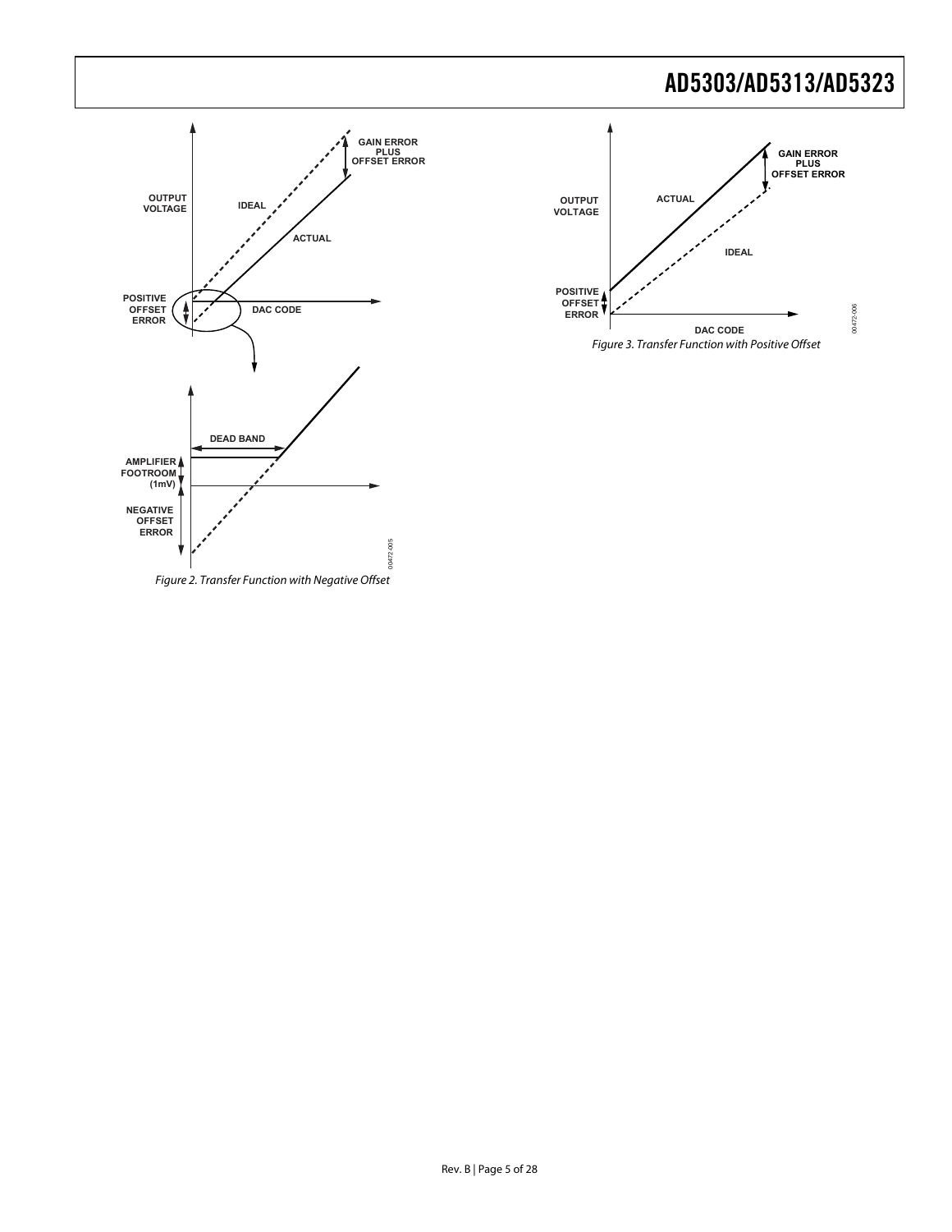Figure 2. Transfer Function with Negative Offset

Figure 3. Transfer Function with Positive Offset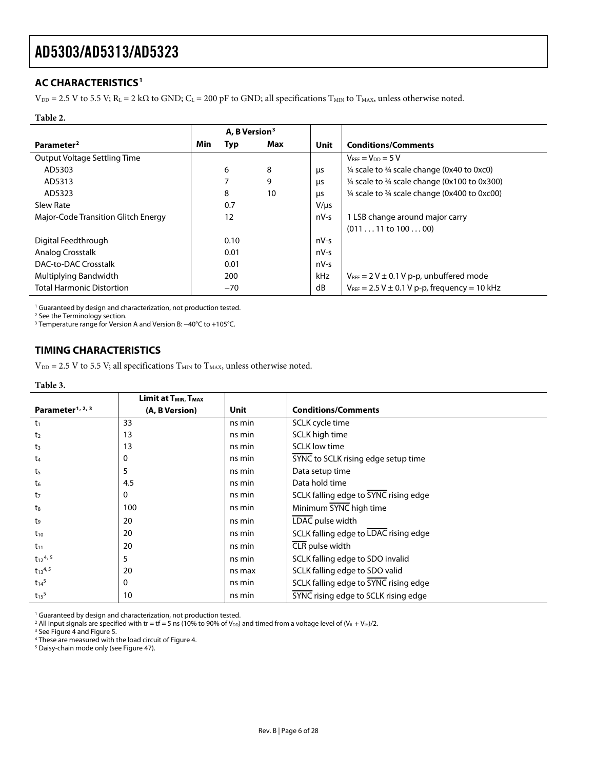## AC CHARACTERISTICS[1]

$V_{DD}$ = 2.5 V to 5.5 V; $R_L$ = 2 kΩ to GND; $C_L$ = 200 pF to GND; all specifications $T_{MIN}$ to $T_{MAX}$, unless otherwise noted.

**Table 2.**

| Parameter[2] | A, B Version[3] | | | Unit | Conditions/Comments |
|---|---|---|---|---|---|
| | Min | Typ | Max | | |
| Output Voltage Settling Time | | | | | $V_{REF} = V_{DD}$ = 5 V |
| AD5303 | | 6 | 8 | μs | ¼ scale to ¾ scale change (0x40 to 0xc0) |
| AD5313 | | 7 | 9 | μs | ¼ scale to ¾ scale change (0x100 to 0x300) |
| AD5323 | | 8 | 10 | μs | ¼ scale to ¾ scale change (0x400 to 0xc00) |
| Slew Rate | | 0.7 | | V/μs | |
| Major-Code Transition Glitch Energy | | 12 | | nV-s | 1 LSB change around major carry (011 . . . 11 to 100 . . . 00) |
| Digital Feedthrough | | 0.10 | | nV-s | |
| Analog Crosstalk | | 0.01 | | nV-s | |
| DAC-to-DAC Crosstalk | | 0.01 | | nV-s | |
| Multiplying Bandwidth | | 200 | | kHz | $V_{REF}$ = 2 V ± 0.1 V p-p, unbuffered mode |
| Total Harmonic Distortion | | −70 | | dB | $V_{REF}$ = 2.5 V ± 0.1 V p-p, frequency = 10 kHz |

[1] Guaranteed by design and characterization, not production tested.
[2] See the Terminology section.
[3] Temperature range for Version A and Version B: −40°C to +105°C.

## TIMING CHARACTERISTICS

$V_{DD}$ = 2.5 V to 5.5 V; all specifications $T_{MIN}$ to $T_{MAX}$, unless otherwise noted.

**Table 3.**

| Parameter[1, 2, 3] | Limit at $T_{MIN}$, $T_{MAX}$ (A, B Version) | Unit | Conditions/Comments |
|---|---|---|---|
| $t_1$ | 33 | ns min | SCLK cycle time |
| $t_2$ | 13 | ns min | SCLK high time |
| $t_3$ | 13 | ns min | SCLK low time |
| $t_4$ | 0 | ns min | $\overline{SYNC}$ to SCLK rising edge setup time |
| $t_5$ | 5 | ns min | Data setup time |
| $t_6$ | 4.5 | ns min | Data hold time |
| $t_7$ | 0 | ns min | SCLK falling edge to $\overline{SYNC}$ rising edge |
| $t_8$ | 100 | ns min | Minimum $\overline{SYNC}$ high time |
| $t_9$ | 20 | ns min | $\overline{LDAC}$ pulse width |
| $t_{10}$ | 20 | ns min | SCLK falling edge to $\overline{LDAC}$ rising edge |
| $t_{11}$ | 20 | ns min | $\overline{CLR}$ pulse width |
| $t_{12}$[4, 5] | 5 | ns min | SCLK falling edge to SDO invalid |
| $t_{13}$[4, 5] | 20 | ns max | SCLK falling edge to SDO valid |
| $t_{14}$[5] | 0 | ns min | SCLK falling edge to $\overline{SYNC}$ rising edge |
| $t_{15}$[5] | 10 | ns min | $\overline{SYNC}$ rising edge to SCLK rising edge |

[1] Guaranteed by design and characterization, not production tested.
[2] All input signals are specified with tr = tf = 5 ns (10% to 90% of $V_{DD}$) and timed from a voltage level of $(V_{IL} + V_{IH})/2$.
[3] See Figure 4 and Figure 5.
[4] These are measured with the load circuit of Figure 4.
[5] Daisy-chain mode only (see Figure 47).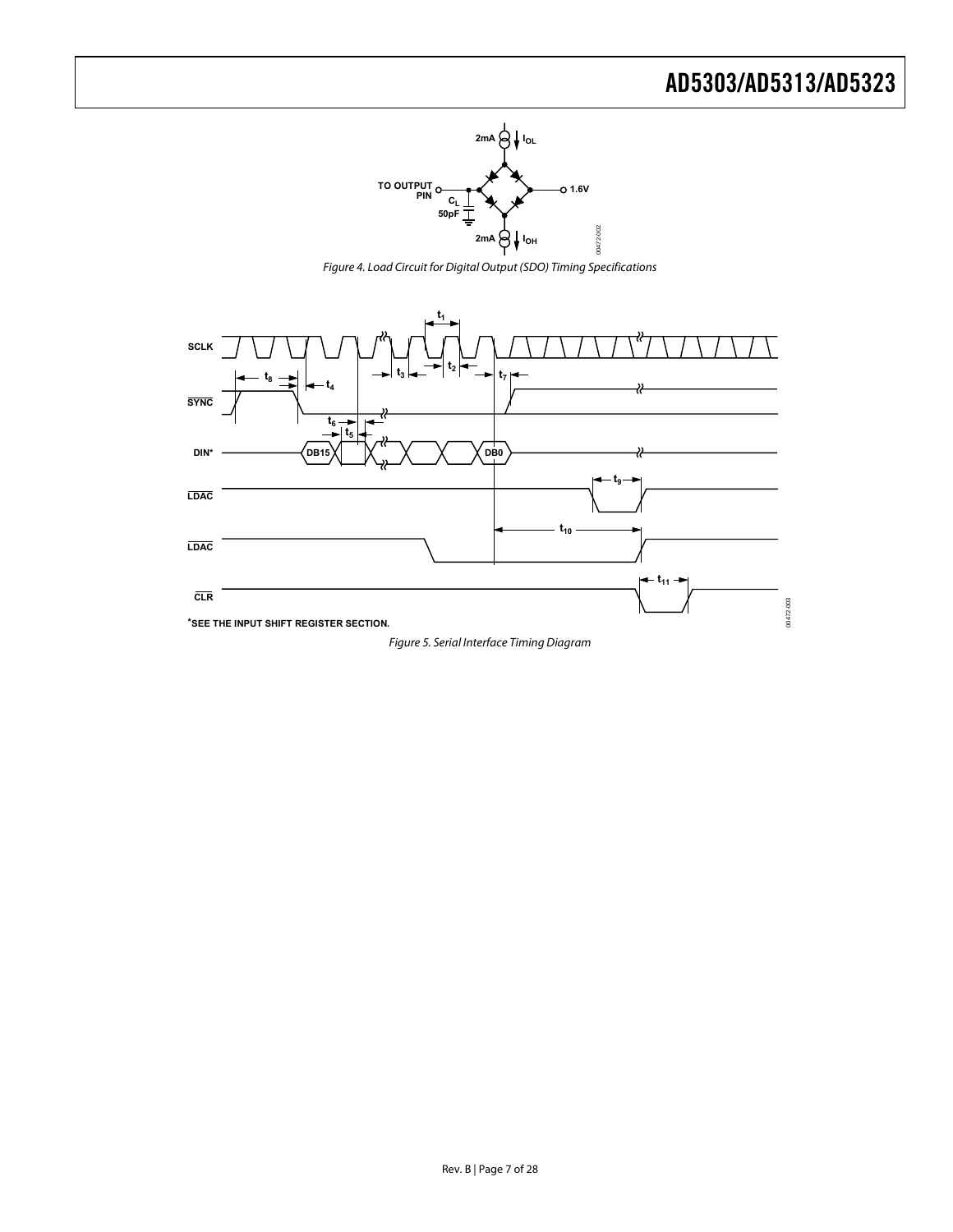Figure 4. Load Circuit for Digital Output (SDO) Timing Specifications

Figure 5. Serial Interface Timing Diagram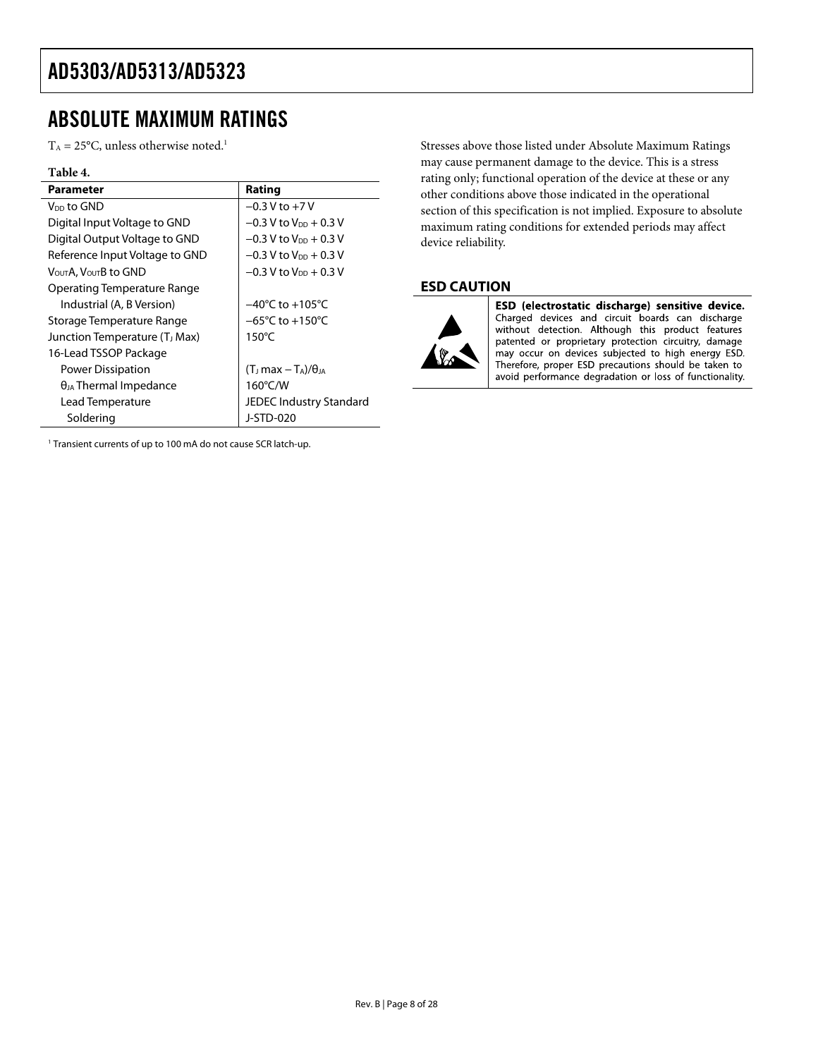## ABSOLUTE MAXIMUM RATINGS

$T_A$ = 25°C, unless otherwise noted.[1]

**Table 4.**

| Parameter | Rating |
|---|---|
| $V_{DD}$ to GND | −0.3 V to +7 V |
| Digital Input Voltage to GND | −0.3 V to $V_{DD}$ + 0.3 V |
| Digital Output Voltage to GND | −0.3 V to $V_{DD}$ + 0.3 V |
| Reference Input Voltage to GND | −0.3 V to $V_{DD}$ + 0.3 V |
| $V_{OUT}$A, $V_{OUT}$B to GND | −0.3 V to $V_{DD}$ + 0.3 V |
| Operating Temperature Range | |
| Industrial (A, B Version) | −40°C to +105°C |
| Storage Temperature Range | −65°C to +150°C |
| Junction Temperature ($T_J$ Max) | 150°C |
| 16-Lead TSSOP Package | |
| Power Dissipation | $(T_J \max - T_A)/\theta_{JA}$ |
| $\theta_{JA}$ Thermal Impedance | 160°C/W |
| Lead Temperature | JEDEC Industry Standard |
| Soldering | J-STD-020 |

[1] Transient currents of up to 100 mA do not cause SCR latch-up.

Stresses above those listed under Absolute Maximum Ratings may cause permanent damage to the device. This is a stress rating only; functional operation of the device at these or any other conditions above those indicated in the operational section of this specification is not implied. Exposure to absolute maximum rating conditions for extended periods may affect device reliability.

### ESD CAUTION

**ESD (electrostatic discharge) sensitive device.** Charged devices and circuit boards can discharge without detection. Although this product features patented or proprietary protection circuitry, damage may occur on devices subjected to high energy ESD. Therefore, proper ESD precautions should be taken to avoid performance degradation or loss of functionality.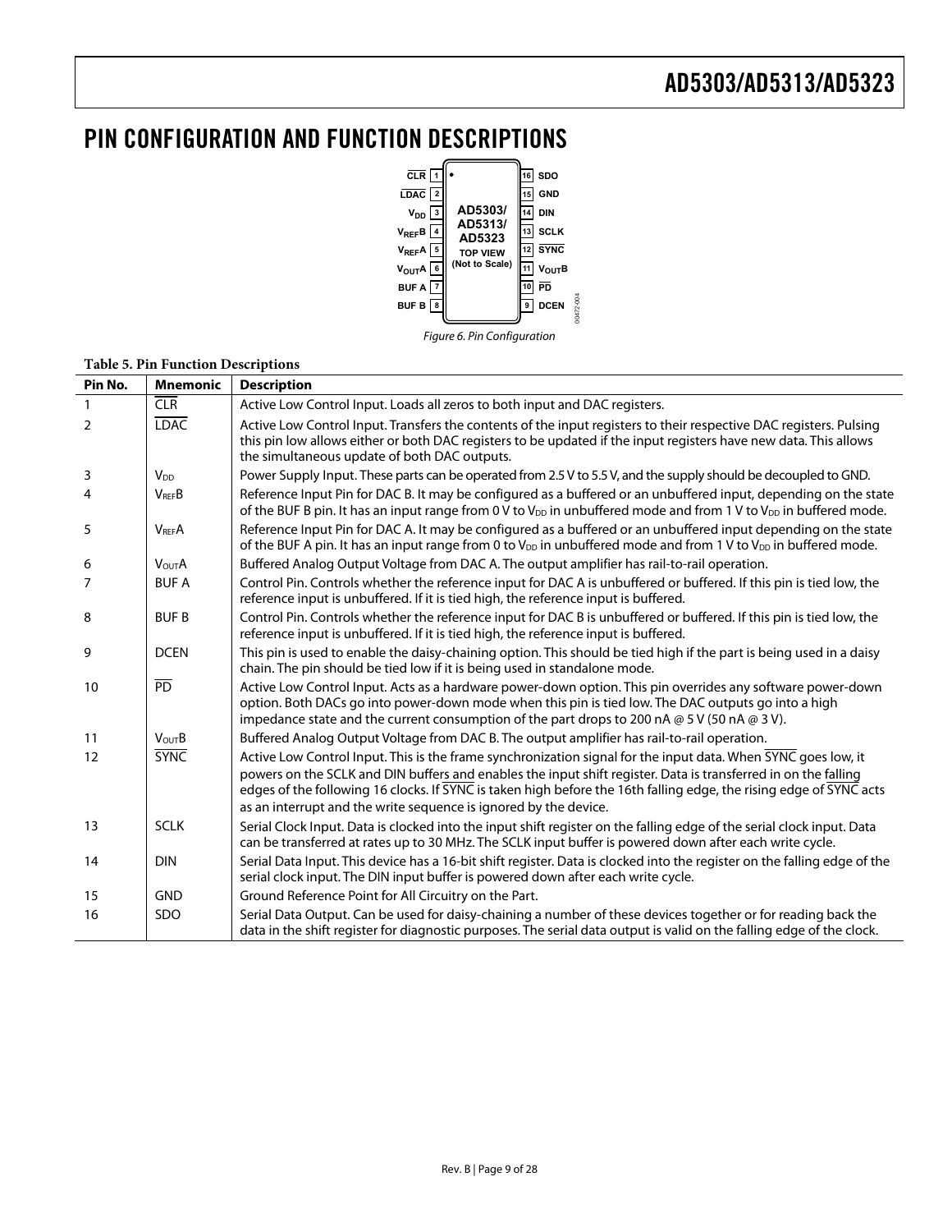# PIN CONFIGURATION AND FUNCTION DESCRIPTIONS

*Figure 6. Pin Configuration*

**Table 5. Pin Function Descriptions**

| Pin No. | Mnemonic | Description |
|---|---|---|
| 1 | $\overline{\text{CLR}}$ | Active Low Control Input. Loads all zeros to both input and DAC registers. |
| 2 | $\overline{\text{LDAC}}$ | Active Low Control Input. Transfers the contents of the input registers to their respective DAC registers. Pulsing this pin low allows either or both DAC registers to be updated if the input registers have new data. This allows the simultaneous update of both DAC outputs. |
| 3 | $V_{DD}$ | Power Supply Input. These parts can be operated from 2.5 V to 5.5 V, and the supply should be decoupled to GND. |
| 4 | $V_{REF}B$ | Reference Input Pin for DAC B. It may be configured as a buffered or an unbuffered input, depending on the state of the BUF B pin. It has an input range from 0 V to $V_{DD}$ in unbuffered mode and from 1 V to $V_{DD}$ in buffered mode. |
| 5 | $V_{REF}A$ | Reference Input Pin for DAC A. It may be configured as a buffered or an unbuffered input depending on the state of the BUF A pin. It has an input range from 0 to $V_{DD}$ in unbuffered mode and from 1 V to $V_{DD}$ in buffered mode. |
| 6 | $V_{OUT}A$ | Buffered Analog Output Voltage from DAC A. The output amplifier has rail-to-rail operation. |
| 7 | BUF A | Control Pin. Controls whether the reference input for DAC A is unbuffered or buffered. If this pin is tied low, the reference input is unbuffered. If it is tied high, the reference input is buffered. |
| 8 | BUF B | Control Pin. Controls whether the reference input for DAC B is unbuffered or buffered. If this pin is tied low, the reference input is unbuffered. If it is tied high, the reference input is buffered. |
| 9 | DCEN | This pin is used to enable the daisy-chaining option. This should be tied high if the part is being used in a daisy chain. The pin should be tied low if it is being used in standalone mode. |
| 10 | $\overline{\text{PD}}$ | Active Low Control Input. Acts as a hardware power-down option. This pin overrides any software power-down option. Both DACs go into power-down mode when this pin is tied low. The DAC outputs go into a high impedance state and the current consumption of the part drops to 200 nA @ 5 V (50 nA @ 3 V). |
| 11 | $V_{OUT}B$ | Buffered Analog Output Voltage from DAC B. The output amplifier has rail-to-rail operation. |
| 12 | $\overline{\text{SYNC}}$ | Active Low Control Input. This is the frame synchronization signal for the input data. When $\overline{\text{SYNC}}$ goes low, it powers on the SCLK and DIN buffers and enables the input shift register. Data is transferred in on the falling edges of the following 16 clocks. If $\overline{\text{SYNC}}$ is taken high before the 16th falling edge, the rising edge of $\overline{\text{SYNC}}$ acts as an interrupt and the write sequence is ignored by the device. |
| 13 | SCLK | Serial Clock Input. Data is clocked into the input shift register on the falling edge of the serial clock input. Data can be transferred at rates up to 30 MHz. The SCLK input buffer is powered down after each write cycle. |
| 14 | DIN | Serial Data Input. This device has a 16-bit shift register. Data is clocked into the register on the falling edge of the serial clock input. The DIN input buffer is powered down after each write cycle. |
| 15 | GND | Ground Reference Point for All Circuitry on the Part. |
| 16 | SDO | Serial Data Output. Can be used for daisy-chaining a number of these devices together or for reading back the data in the shift register for diagnostic purposes. The serial data output is valid on the falling edge of the clock. |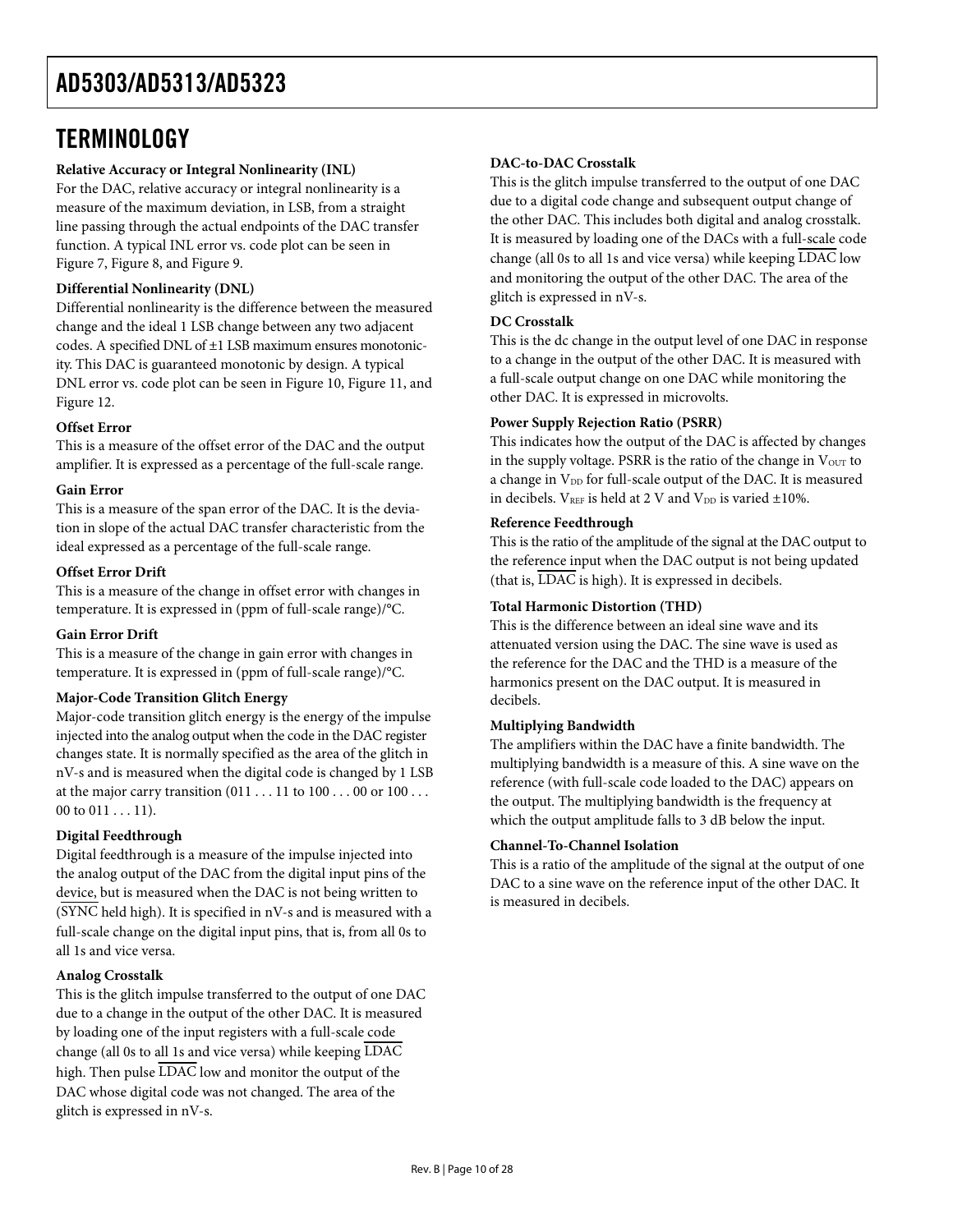## TERMINOLOGY

**Relative Accuracy or Integral Nonlinearity (INL)**

For the DAC, relative accuracy or integral nonlinearity is a measure of the maximum deviation, in LSB, from a straight line passing through the actual endpoints of the DAC transfer function. A typical INL error vs. code plot can be seen in Figure 7, Figure 8, and Figure 9.

**Differential Nonlinearity (DNL)**

Differential nonlinearity is the difference between the measured change and the ideal 1 LSB change between any two adjacent codes. A specified DNL of ±1 LSB maximum ensures monotonicity. This DAC is guaranteed monotonic by design. A typical DNL error vs. code plot can be seen in Figure 10, Figure 11, and Figure 12.

**Offset Error**

This is a measure of the offset error of the DAC and the output amplifier. It is expressed as a percentage of the full-scale range.

**Gain Error**

This is a measure of the span error of the DAC. It is the deviation in slope of the actual DAC transfer characteristic from the ideal expressed as a percentage of the full-scale range.

**Offset Error Drift**

This is a measure of the change in offset error with changes in temperature. It is expressed in (ppm of full-scale range)/°C.

**Gain Error Drift**

This is a measure of the change in gain error with changes in temperature. It is expressed in (ppm of full-scale range)/°C.

**Major-Code Transition Glitch Energy**

Major-code transition glitch energy is the energy of the impulse injected into the analog output when the code in the DAC register changes state. It is normally specified as the area of the glitch in nV-s and is measured when the digital code is changed by 1 LSB at the major carry transition (011 . . . 11 to 100 . . . 00 or 100 . . . 00 to 011 . . . 11).

**Digital Feedthrough**

Digital feedthrough is a measure of the impulse injected into the analog output of the DAC from the digital input pins of the device, but is measured when the DAC is not being written to ($\overline{\text{SYNC}}$ held high). It is specified in nV-s and is measured with a full-scale change on the digital input pins, that is, from all 0s to all 1s and vice versa.

**Analog Crosstalk**

This is the glitch impulse transferred to the output of one DAC due to a change in the output of the other DAC. It is measured by loading one of the input registers with a full-scale code change (all 0s to all 1s and vice versa) while keeping $\overline{\text{LDAC}}$ high. Then pulse $\overline{\text{LDAC}}$ low and monitor the output of the DAC whose digital code was not changed. The area of the glitch is expressed in nV-s.

**DAC-to-DAC Crosstalk**

This is the glitch impulse transferred to the output of one DAC due to a digital code change and subsequent output change of the other DAC. This includes both digital and analog crosstalk. It is measured by loading one of the DACs with a full-scale code change (all 0s to all 1s and vice versa) while keeping $\overline{\text{LDAC}}$ low and monitoring the output of the other DAC. The area of the glitch is expressed in nV-s.

**DC Crosstalk**

This is the dc change in the output level of one DAC in response to a change in the output of the other DAC. It is measured with a full-scale output change on one DAC while monitoring the other DAC. It is expressed in microvolts.

**Power Supply Rejection Ratio (PSRR)**

This indicates how the output of the DAC is affected by changes in the supply voltage. PSRR is the ratio of the change in $V_{OUT}$ to a change in $V_{DD}$ for full-scale output of the DAC. It is measured in decibels. $V_{REF}$ is held at 2 V and $V_{DD}$ is varied ±10%.

**Reference Feedthrough**

This is the ratio of the amplitude of the signal at the DAC output to the reference input when the DAC output is not being updated (that is, $\overline{\text{LDAC}}$ is high). It is expressed in decibels.

**Total Harmonic Distortion (THD)**

This is the difference between an ideal sine wave and its attenuated version using the DAC. The sine wave is used as the reference for the DAC and the THD is a measure of the harmonics present on the DAC output. It is measured in decibels.

**Multiplying Bandwidth**

The amplifiers within the DAC have a finite bandwidth. The multiplying bandwidth is a measure of this. A sine wave on the reference (with full-scale code loaded to the DAC) appears on the output. The multiplying bandwidth is the frequency at which the output amplitude falls to 3 dB below the input.

**Channel-To-Channel Isolation**

This is a ratio of the amplitude of the signal at the output of one DAC to a sine wave on the reference input of the other DAC. It is measured in decibels.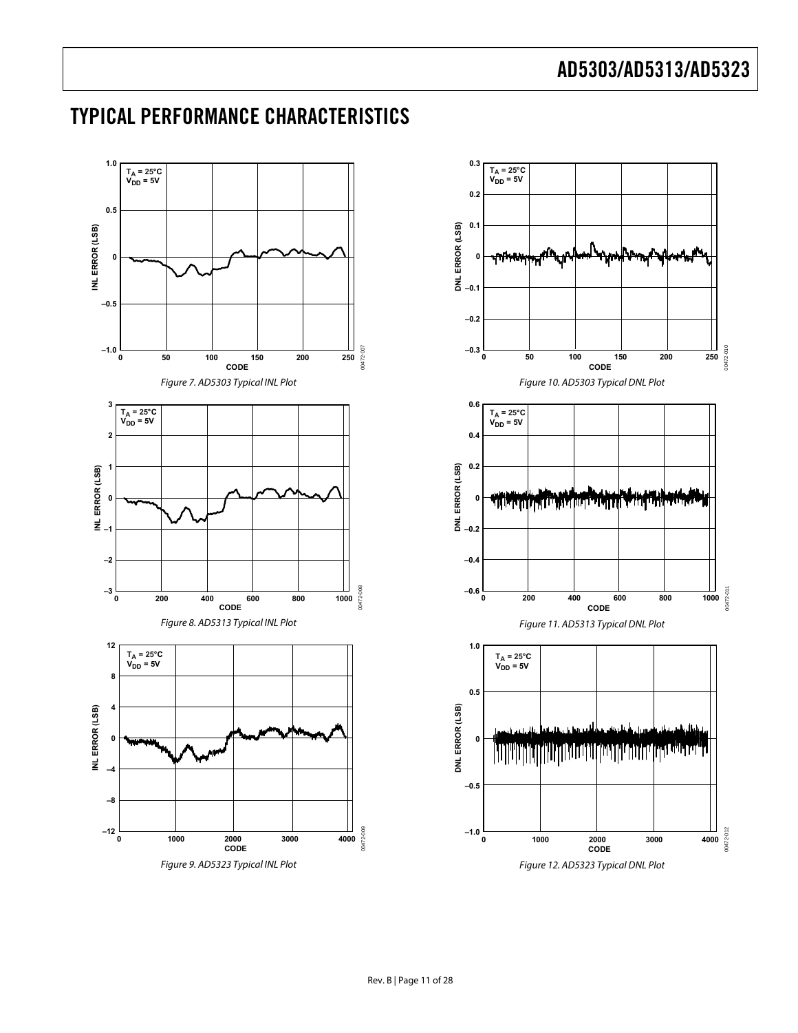## TYPICAL PERFORMANCE CHARACTERISTICS

Figure 7. AD5303 Typical INL Plot

Figure 8. AD5313 Typical INL Plot

Figure 9. AD5323 Typical INL Plot

Figure 10. AD5303 Typical DNL Plot

Figure 11. AD5313 Typical DNL Plot

Figure 12. AD5323 Typical DNL Plot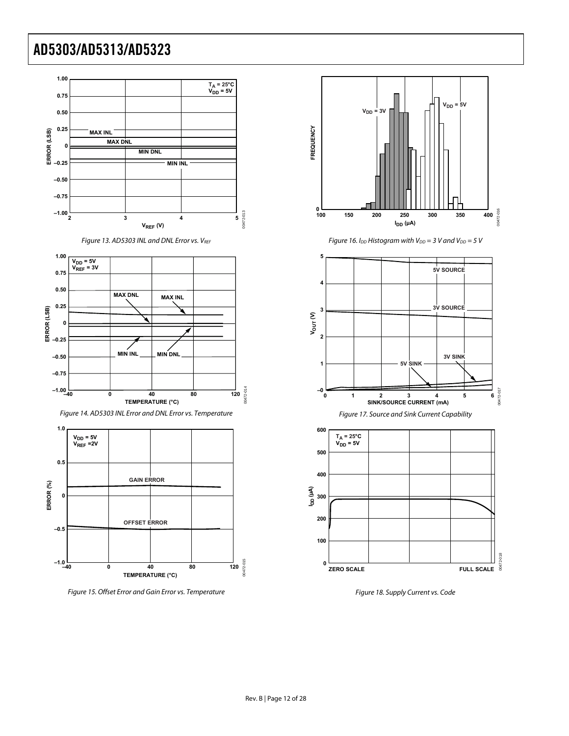Figure 13. AD5303 INL and DNL Error vs. $V_{REF}$

Figure 14. AD5303 INL Error and DNL Error vs. Temperature

Figure 15. Offset Error and Gain Error vs. Temperature

Figure 16. $I_{DD}$ Histogram with $V_{DD}$ = 3 V and $V_{DD}$ = 5 V

Figure 17. Source and Sink Current Capability

Figure 18. Supply Current vs. Code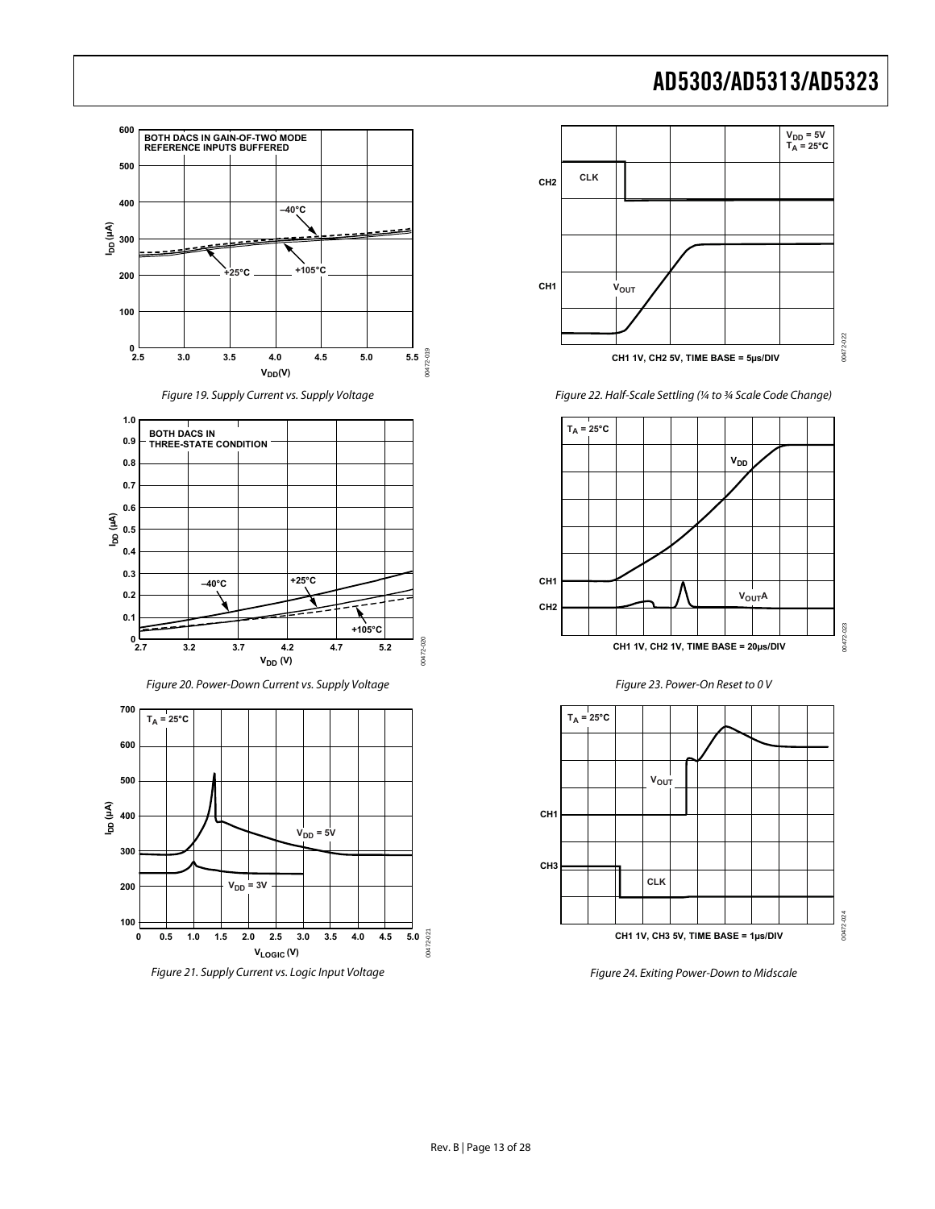Figure 19. Supply Current vs. Supply Voltage

Figure 20. Power-Down Current vs. Supply Voltage

Figure 21. Supply Current vs. Logic Input Voltage

Figure 22. Half-Scale Settling (¼ to ¾ Scale Code Change)

Figure 23. Power-On Reset to 0 V

Figure 24. Exiting Power-Down to Midscale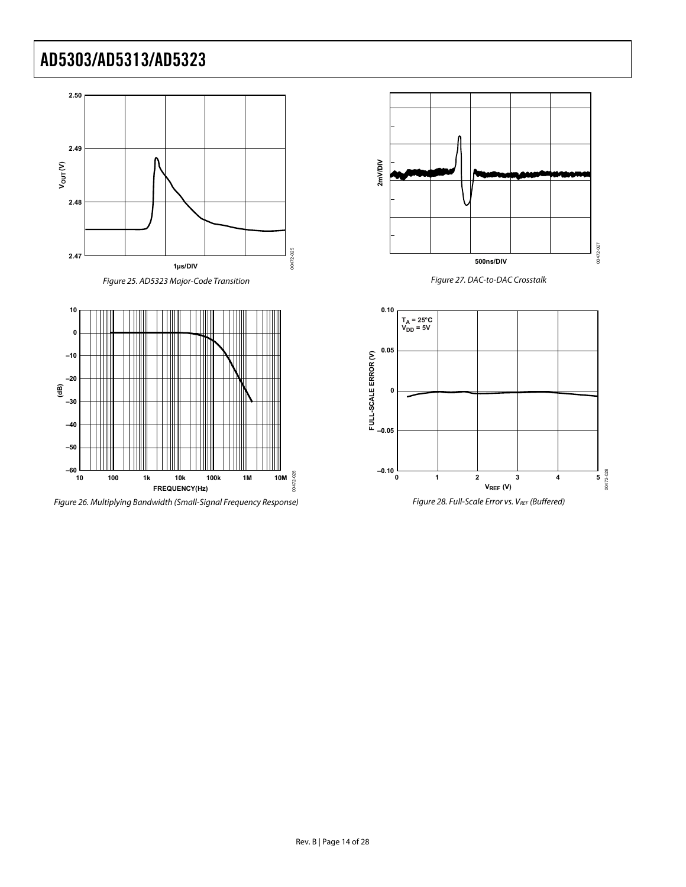Figure 25. AD5323 Major-Code Transition

Figure 26. Multiplying Bandwidth (Small-Signal Frequency Response)

Figure 27. DAC-to-DAC Crosstalk

Figure 28. Full-Scale Error vs. $V_{REF}$ (Buffered)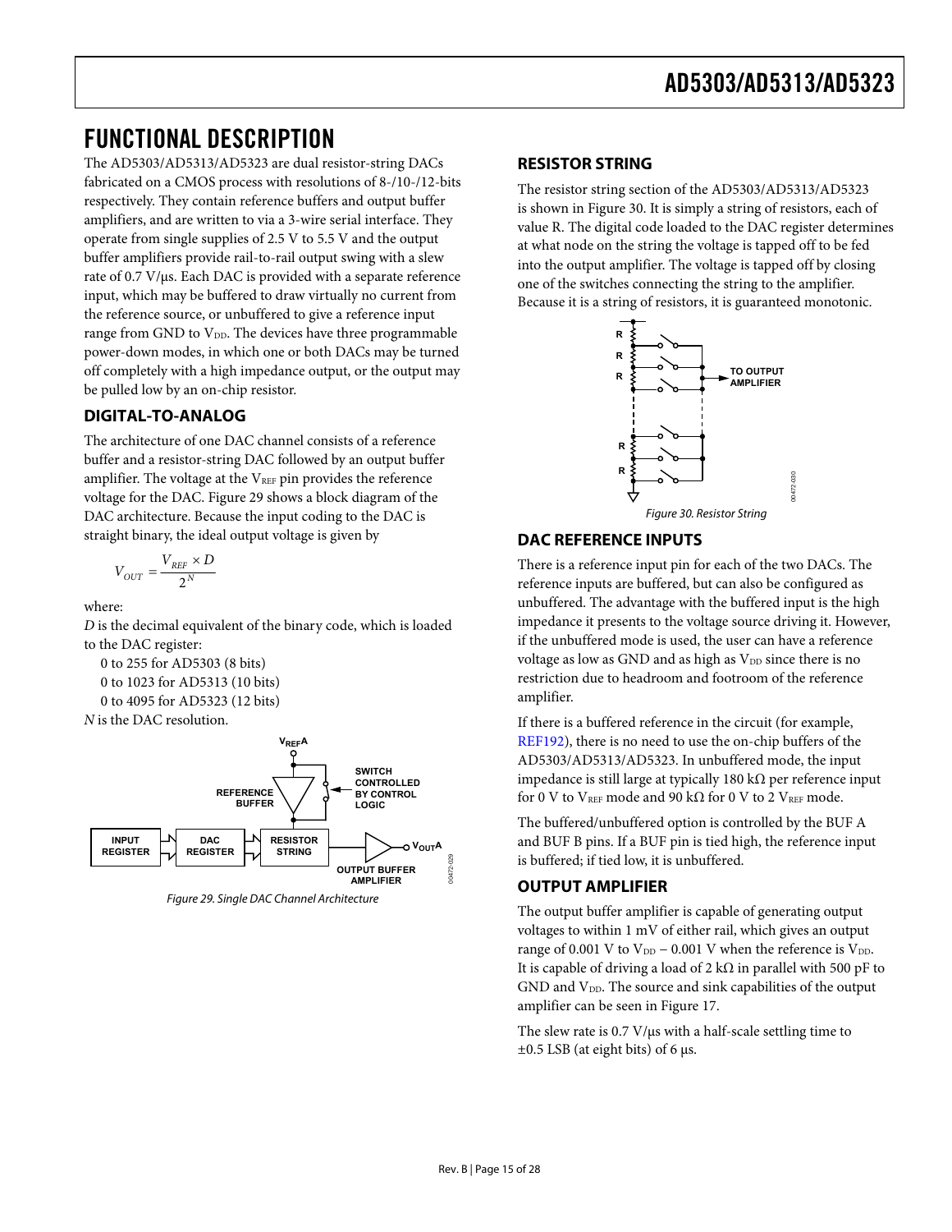# FUNCTIONAL DESCRIPTION

The AD5303/AD5313/AD5323 are dual resistor-string DACs fabricated on a CMOS process with resolutions of 8-/10-/12-bits respectively. They contain reference buffers and output buffer amplifiers, and are written to via a 3-wire serial interface. They operate from single supplies of 2.5 V to 5.5 V and the output buffer amplifiers provide rail-to-rail output swing with a slew rate of 0.7 V/μs. Each DAC is provided with a separate reference input, which may be buffered to draw virtually no current from the reference source, or unbuffered to give a reference input range from GND to $V_{DD}$. The devices have three programmable power-down modes, in which one or both DACs may be turned off completely with a high impedance output, or the output may be pulled low by an on-chip resistor.

## DIGITAL-TO-ANALOG

The architecture of one DAC channel consists of a reference buffer and a resistor-string DAC followed by an output buffer amplifier. The voltage at the $V_{REF}$ pin provides the reference voltage for the DAC. Figure 29 shows a block diagram of the DAC architecture. Because the input coding to the DAC is straight binary, the ideal output voltage is given by

$$V_{OUT} = \frac{V_{REF} \times D}{2^N}$$

where:

*D* is the decimal equivalent of the binary code, which is loaded to the DAC register:

0 to 255 for AD5303 (8 bits)
0 to 1023 for AD5313 (10 bits)
0 to 4095 for AD5323 (12 bits)

*N* is the DAC resolution.

Figure 29. Single DAC Channel Architecture

## RESISTOR STRING

The resistor string section of the AD5303/AD5313/AD5323 is shown in Figure 30. It is simply a string of resistors, each of value R. The digital code loaded to the DAC register determines at what node on the string the voltage is tapped off to be fed into the output amplifier. The voltage is tapped off by closing one of the switches connecting the string to the amplifier. Because it is a string of resistors, it is guaranteed monotonic.

Figure 30. Resistor String

## DAC REFERENCE INPUTS

There is a reference input pin for each of the two DACs. The reference inputs are buffered, but can also be configured as unbuffered. The advantage with the buffered input is the high impedance it presents to the voltage source driving it. However, if the unbuffered mode is used, the user can have a reference voltage as low as GND and as high as $V_{DD}$ since there is no restriction due to headroom and footroom of the reference amplifier.

If there is a buffered reference in the circuit (for example, REF192), there is no need to use the on-chip buffers of the AD5303/AD5313/AD5323. In unbuffered mode, the input impedance is still large at typically 180 kΩ per reference input for 0 V to $V_{REF}$ mode and 90 kΩ for 0 V to 2 $V_{REF}$ mode.

The buffered/unbuffered option is controlled by the BUF A and BUF B pins. If a BUF pin is tied high, the reference input is buffered; if tied low, it is unbuffered.

## OUTPUT AMPLIFIER

The output buffer amplifier is capable of generating output voltages to within 1 mV of either rail, which gives an output range of 0.001 V to $V_{DD}$ − 0.001 V when the reference is $V_{DD}$. It is capable of driving a load of 2 kΩ in parallel with 500 pF to GND and $V_{DD}$. The source and sink capabilities of the output amplifier can be seen in Figure 17.

The slew rate is 0.7 V/μs with a half-scale settling time to ±0.5 LSB (at eight bits) of 6 μs.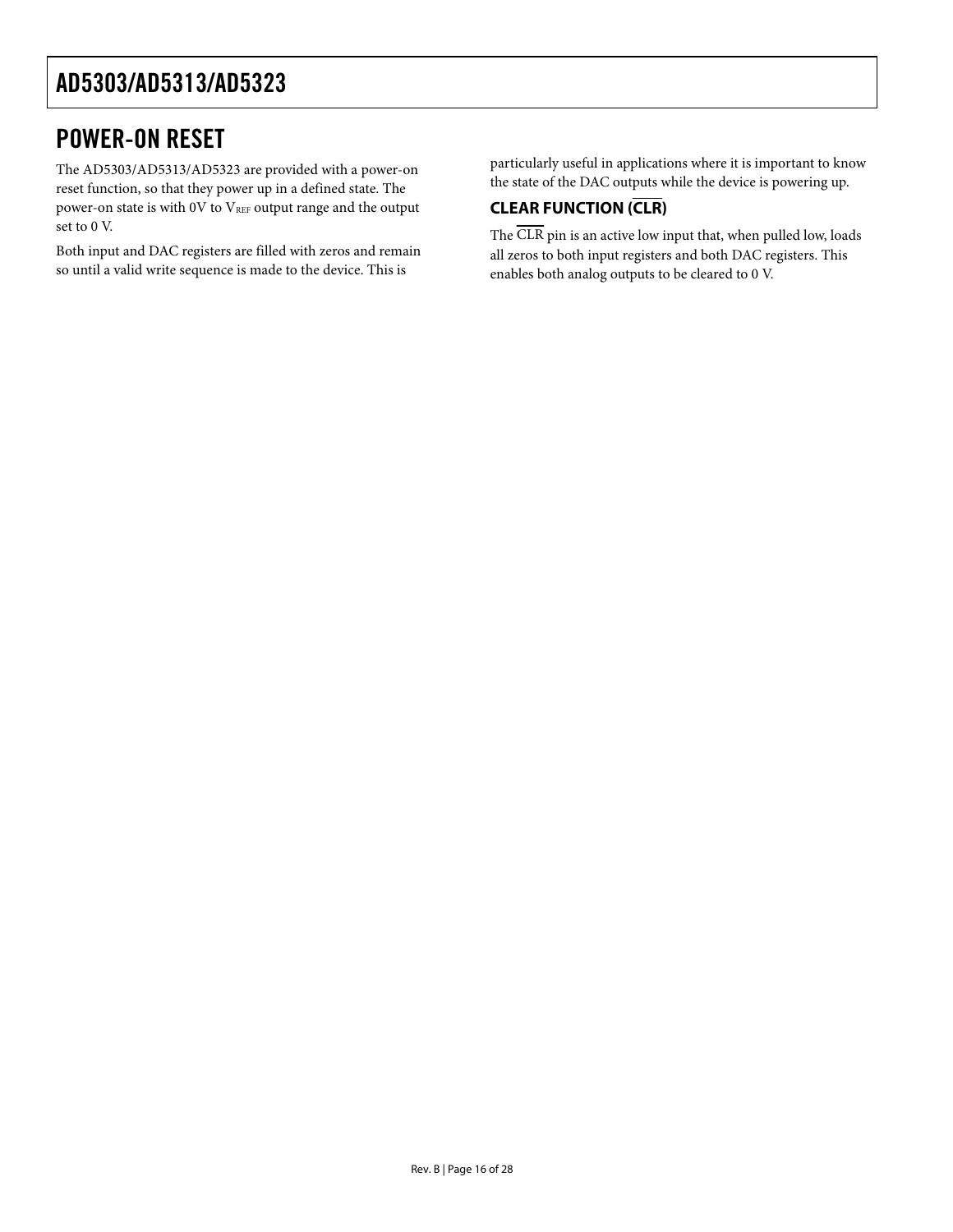## POWER-ON RESET

The AD5303/AD5313/AD5323 are provided with a power-on reset function, so that they power up in a defined state. The power-on state is with 0V to $V_{REF}$ output range and the output set to 0 V.

Both input and DAC registers are filled with zeros and remain so until a valid write sequence is made to the device. This is particularly useful in applications where it is important to know the state of the DAC outputs while the device is powering up.

### CLEAR FUNCTION ($\overline{\text{CLR}}$)

The $\overline{\text{CLR}}$ pin is an active low input that, when pulled low, loads all zeros to both input registers and both DAC registers. This enables both analog outputs to be cleared to 0 V.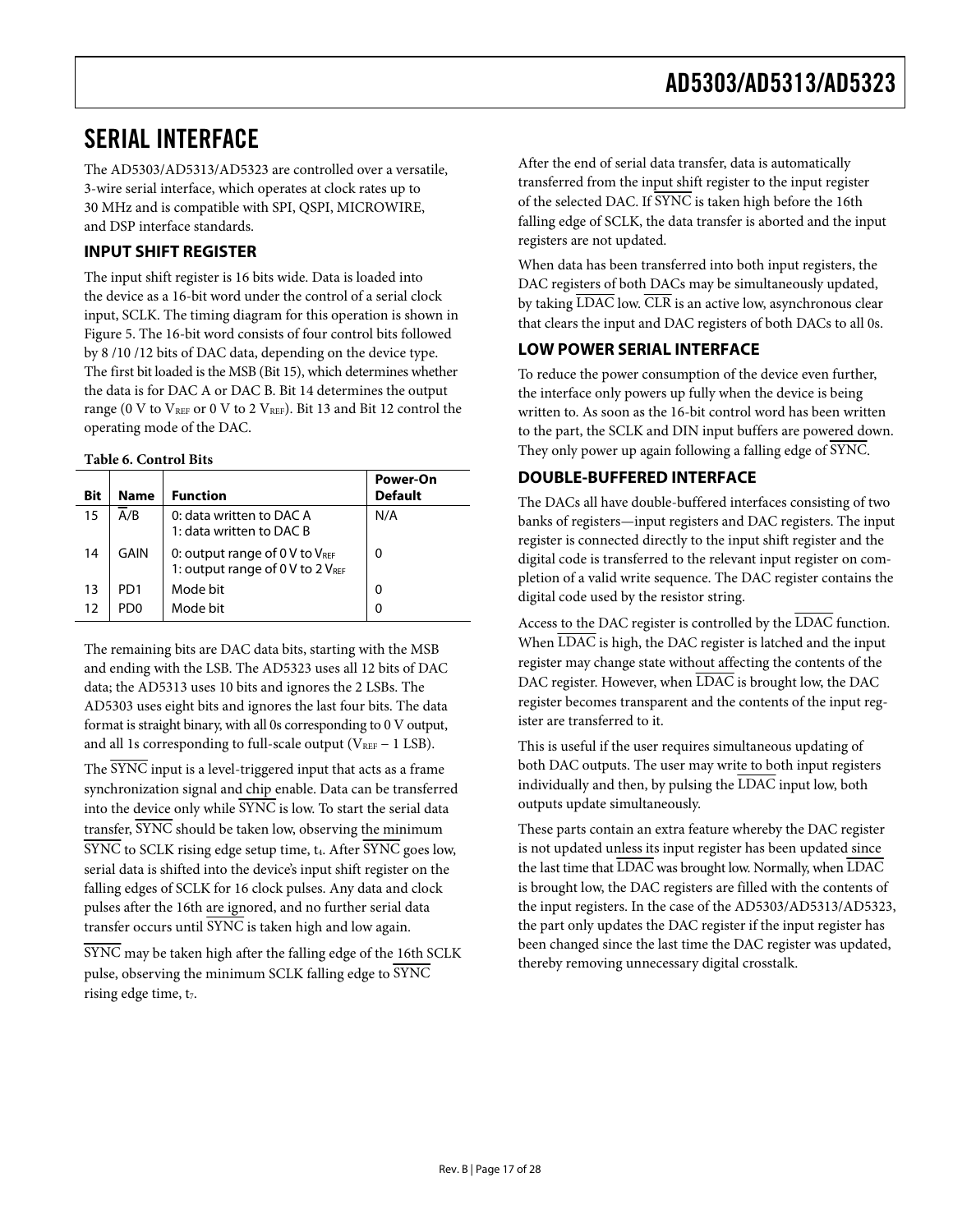# SERIAL INTERFACE

The AD5303/AD5313/AD5323 are controlled over a versatile, 3-wire serial interface, which operates at clock rates up to 30 MHz and is compatible with SPI, QSPI, MICROWIRE, and DSP interface standards.

## INPUT SHIFT REGISTER

The input shift register is 16 bits wide. Data is loaded into the device as a 16-bit word under the control of a serial clock input, SCLK. The timing diagram for this operation is shown in Figure 5. The 16-bit word consists of four control bits followed by 8 /10 /12 bits of DAC data, depending on the device type. The first bit loaded is the MSB (Bit 15), which determines whether the data is for DAC A or DAC B. Bit 14 determines the output range (0 V to $V_{REF}$ or 0 V to 2 $V_{REF}$). Bit 13 and Bit 12 control the operating mode of the DAC.

**Table 6. Control Bits**

| Bit | Name | Function | Power-On Default |
|---|---|---|---|
| 15 | $\overline{A}$/B | 0: data written to DAC A<br>1: data written to DAC B | N/A |
| 14 | GAIN | 0: output range of 0 V to $V_{REF}$<br>1: output range of 0 V to 2 $V_{REF}$ | 0 |
| 13 | PD1 | Mode bit | 0 |
| 12 | PD0 | Mode bit | 0 |

The remaining bits are DAC data bits, starting with the MSB and ending with the LSB. The AD5323 uses all 12 bits of DAC data; the AD5313 uses 10 bits and ignores the 2 LSBs. The AD5303 uses eight bits and ignores the last four bits. The data format is straight binary, with all 0s corresponding to 0 V output, and all 1s corresponding to full-scale output ($V_{REF}$ – 1 LSB).

The $\overline{SYNC}$ input is a level-triggered input that acts as a frame synchronization signal and chip enable. Data can be transferred into the device only while $\overline{SYNC}$ is low. To start the serial data transfer, $\overline{SYNC}$ should be taken low, observing the minimum $\overline{SYNC}$ to SCLK rising edge setup time, $t_4$. After $\overline{SYNC}$ goes low, serial data is shifted into the device's input shift register on the falling edges of SCLK for 16 clock pulses. Any data and clock pulses after the 16th are ignored, and no further serial data transfer occurs until $\overline{SYNC}$ is taken high and low again.

$\overline{SYNC}$ may be taken high after the falling edge of the 16th SCLK pulse, observing the minimum SCLK falling edge to $\overline{SYNC}$ rising edge time, $t_7$.

After the end of serial data transfer, data is automatically transferred from the input shift register to the input register of the selected DAC. If $\overline{SYNC}$ is taken high before the 16th falling edge of SCLK, the data transfer is aborted and the input registers are not updated.

When data has been transferred into both input registers, the DAC registers of both DACs may be simultaneously updated, by taking $\overline{LDAC}$ low. $\overline{CLR}$ is an active low, asynchronous clear that clears the input and DAC registers of both DACs to all 0s.

## LOW POWER SERIAL INTERFACE

To reduce the power consumption of the device even further, the interface only powers up fully when the device is being written to. As soon as the 16-bit control word has been written to the part, the SCLK and DIN input buffers are powered down. They only power up again following a falling edge of $\overline{SYNC}$.

## DOUBLE-BUFFERED INTERFACE

The DACs all have double-buffered interfaces consisting of two banks of registers—input registers and DAC registers. The input register is connected directly to the input shift register and the digital code is transferred to the relevant input register on completion of a valid write sequence. The DAC register contains the digital code used by the resistor string.

Access to the DAC register is controlled by the $\overline{LDAC}$ function. When $\overline{LDAC}$ is high, the DAC register is latched and the input register may change state without affecting the contents of the DAC register. However, when $\overline{LDAC}$ is brought low, the DAC register becomes transparent and the contents of the input register are transferred to it.

This is useful if the user requires simultaneous updating of both DAC outputs. The user may write to both input registers individually and then, by pulsing the $\overline{LDAC}$ input low, both outputs update simultaneously.

These parts contain an extra feature whereby the DAC register is not updated unless its input register has been updated since the last time that $\overline{LDAC}$ was brought low. Normally, when $\overline{LDAC}$ is brought low, the DAC registers are filled with the contents of the input registers. In the case of the AD5303/AD5313/AD5323, the part only updates the DAC register if the input register has been changed since the last time the DAC register was updated, thereby removing unnecessary digital crosstalk.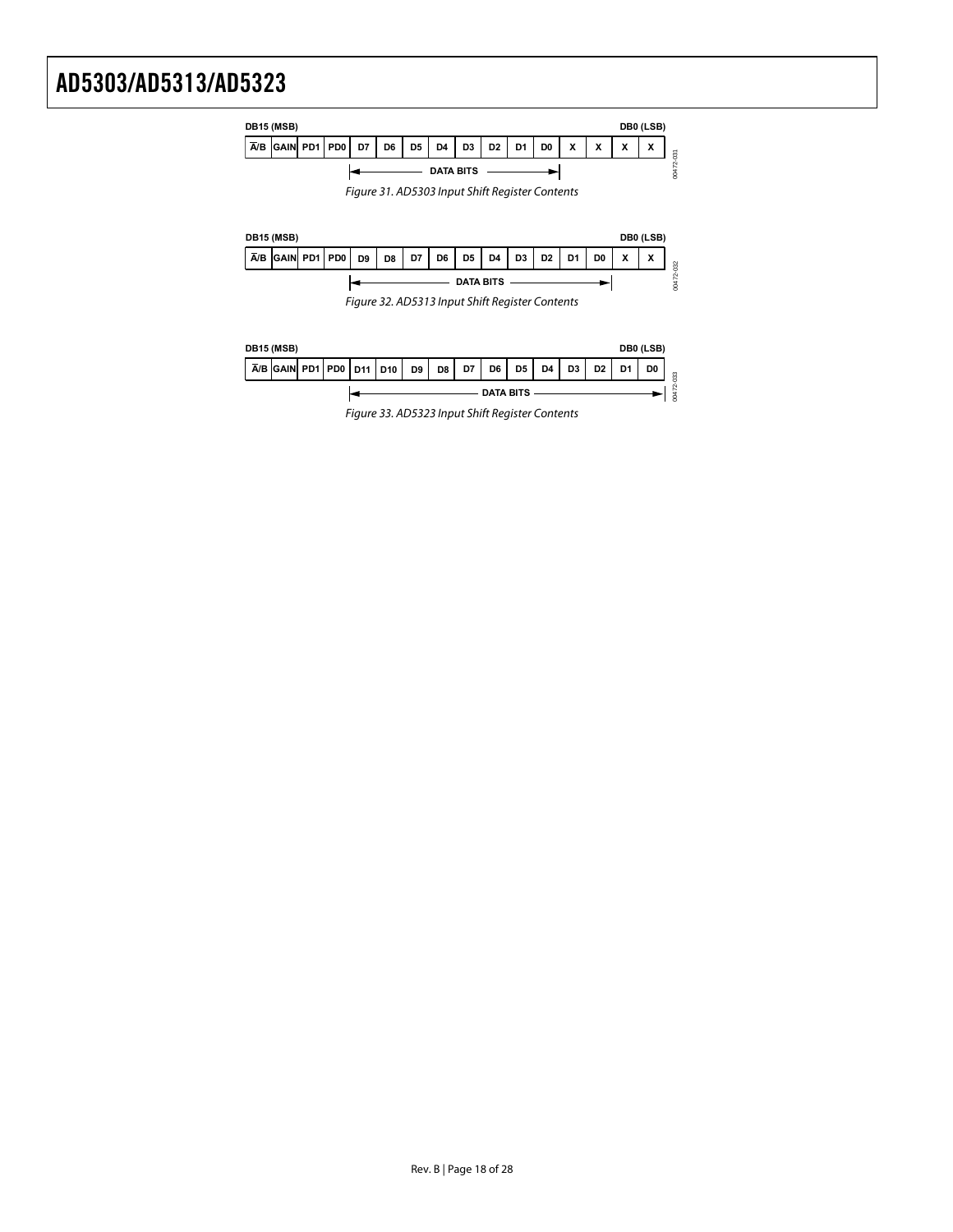DB15 (MSB) … DB0 (LSB)

| $\overline{A}$/B | GAIN | PD1 | PD0 | D7 | D6 | D5 | D4 | D3 | D2 | D1 | D0 | X | X | X | X |
|---|---|---|---|---|---|---|---|---|---|---|---|---|---|---|---|
| | | | | DATA BITS | | | | | | | | | | | |

Figure 31. AD5303 Input Shift Register Contents

DB15 (MSB) … DB0 (LSB)

| $\overline{A}$/B | GAIN | PD1 | PD0 | D9 | D8 | D7 | D6 | D5 | D4 | D3 | D2 | D1 | D0 | X | X |
|---|---|---|---|---|---|---|---|---|---|---|---|---|---|---|---|
| | | | | DATA BITS | | | | | | | | | | | |

Figure 32. AD5313 Input Shift Register Contents

DB15 (MSB) … DB0 (LSB)

| $\overline{A}$/B | GAIN | PD1 | PD0 | D11 | D10 | D9 | D8 | D7 | D6 | D5 | D4 | D3 | D2 | D1 | D0 |
|---|---|---|---|---|---|---|---|---|---|---|---|---|---|---|---|
| | | | | DATA BITS | | | | | | | | | | | |

Figure 33. AD5323 Input Shift Register Contents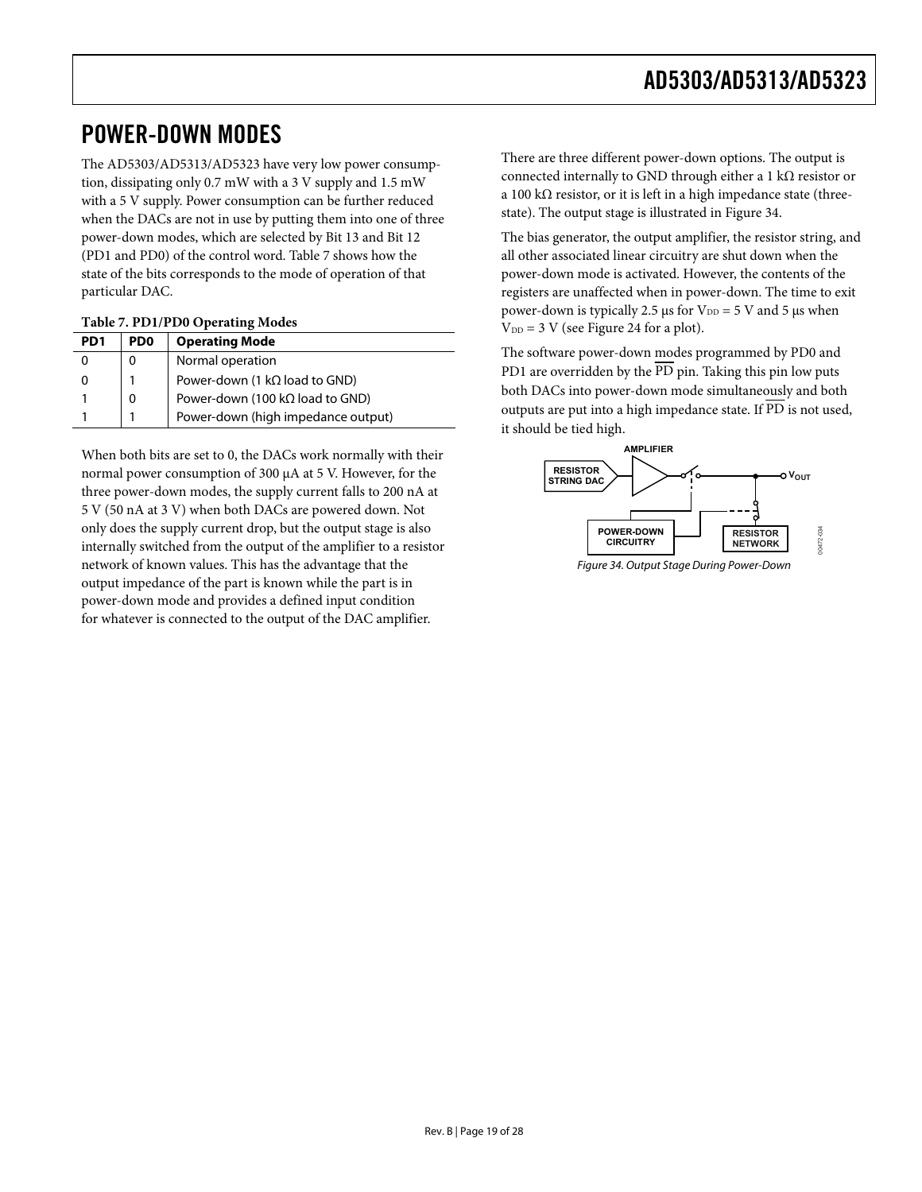# POWER-DOWN MODES

The AD5303/AD5313/AD5323 have very low power consumption, dissipating only 0.7 mW with a 3 V supply and 1.5 mW with a 5 V supply. Power consumption can be further reduced when the DACs are not in use by putting them into one of three power-down modes, which are selected by Bit 13 and Bit 12 (PD1 and PD0) of the control word. Table 7 shows how the state of the bits corresponds to the mode of operation of that particular DAC.

**Table 7. PD1/PD0 Operating Modes**

| PD1 | PD0 | Operating Mode |
|---|---|---|
| 0 | 0 | Normal operation |
| 0 | 1 | Power-down (1 kΩ load to GND) |
| 1 | 0 | Power-down (100 kΩ load to GND) |
| 1 | 1 | Power-down (high impedance output) |

When both bits are set to 0, the DACs work normally with their normal power consumption of 300 μA at 5 V. However, for the three power-down modes, the supply current falls to 200 nA at 5 V (50 nA at 3 V) when both DACs are powered down. Not only does the supply current drop, but the output stage is also internally switched from the output of the amplifier to a resistor network of known values. This has the advantage that the output impedance of the part is known while the part is in power-down mode and provides a defined input condition for whatever is connected to the output of the DAC amplifier.

There are three different power-down options. The output is connected internally to GND through either a 1 kΩ resistor or a 100 kΩ resistor, or it is left in a high impedance state (three-state). The output stage is illustrated in Figure 34.

The bias generator, the output amplifier, the resistor string, and all other associated linear circuitry are shut down when the power-down mode is activated. However, the contents of the registers are unaffected when in power-down. The time to exit power-down is typically 2.5 μs for $V_{DD}$ = 5 V and 5 μs when $V_{DD}$ = 3 V (see Figure 24 for a plot).

The software power-down modes programmed by PD0 and PD1 are overridden by the $\overline{PD}$ pin. Taking this pin low puts both DACs into power-down mode simultaneously and both outputs are put into a high impedance state. If $\overline{PD}$ is not used, it should be tied high.

Figure 34. Output Stage During Power-Down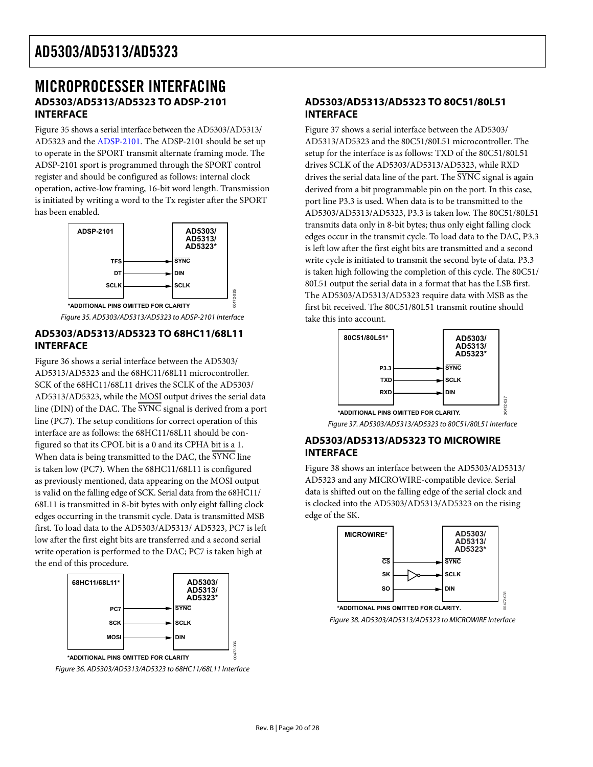# MICROPROCESSER INTERFACING

## AD5303/AD5313/AD5323 TO ADSP-2101 INTERFACE

Figure 35 shows a serial interface between the AD5303/AD5313/AD5323 and the ADSP-2101. The ADSP-2101 should be set up to operate in the SPORT transmit alternate framing mode. The ADSP-2101 sport is programmed through the SPORT control register and should be configured as follows: internal clock operation, active-low framing, 16-bit word length. Transmission is initiated by writing a word to the Tx register after the SPORT has been enabled.

*ADDITIONAL PINS OMITTED FOR CLARITY

*Figure 35. AD5303/AD5313/AD5323 to ADSP-2101 Interface*

## AD5303/AD5313/AD5323 TO 68HC11/68L11 INTERFACE

Figure 36 shows a serial interface between the AD5303/AD5313/AD5323 and the 68HC11/68L11 microcontroller. SCK of the 68HC11/68L11 drives the SCLK of the AD5303/AD5313/AD5323, while the MOSI output drives the serial data line (DIN) of the DAC. The $\overline{\text{SYNC}}$ signal is derived from a port line (PC7). The setup conditions for correct operation of this interface are as follows: the 68HC11/68L11 should be configured so that its CPOL bit is a 0 and its CPHA bit is a 1. When data is being transmitted to the DAC, the $\overline{\text{SYNC}}$ line is taken low (PC7). When the 68HC11/68L11 is configured as previously mentioned, data appearing on the MOSI output is valid on the falling edge of SCK. Serial data from the 68HC11/68L11 is transmitted in 8-bit bytes with only eight falling clock edges occurring in the transmit cycle. Data is transmitted MSB first. To load data to the AD5303/AD5313/ AD5323, PC7 is left low after the first eight bits are transferred and a second serial write operation is performed to the DAC; PC7 is taken high at the end of this procedure.

*ADDITIONAL PINS OMITTED FOR CLARITY

*Figure 36. AD5303/AD5313/AD5323 to 68HC11/68L11 Interface*

## AD5303/AD5313/AD5323 TO 80C51/80L51 INTERFACE

Figure 37 shows a serial interface between the AD5303/AD5313/AD5323 and the 80C51/80L51 microcontroller. The setup for the interface is as follows: TXD of the 80C51/80L51 drives SCLK of the AD5303/AD5313/AD5323, while RXD drives the serial data line of the part. The $\overline{\text{SYNC}}$ signal is again derived from a bit programmable pin on the port. In this case, port line P3.3 is used. When data is to be transmitted to the AD5303/AD5313/AD5323, P3.3 is taken low. The 80C51/80L51 transmits data only in 8-bit bytes; thus only eight falling clock edges occur in the transmit cycle. To load data to the DAC, P3.3 is left low after the first eight bits are transmitted and a second write cycle is initiated to transmit the second byte of data. P3.3 is taken high following the completion of this cycle. The 80C51/80L51 output the serial data in a format that has the LSB first. The AD5303/AD5313/AD5323 require data with MSB as the first bit received. The 80C51/80L51 transmit routine should take this into account.

*ADDITIONAL PINS OMITTED FOR CLARITY.

*Figure 37. AD5303/AD5313/AD5323 to 80C51/80L51 Interface*

## AD5303/AD5313/AD5323 TO MICROWIRE INTERFACE

Figure 38 shows an interface between the AD5303/AD5313/AD5323 and any MICROWIRE-compatible device. Serial data is shifted out on the falling edge of the serial clock and is clocked into the AD5303/AD5313/AD5323 on the rising edge of the SK.

*ADDITIONAL PINS OMITTED FOR CLARITY.

*Figure 38. AD5303/AD5313/AD5323 to MICROWIRE Interface*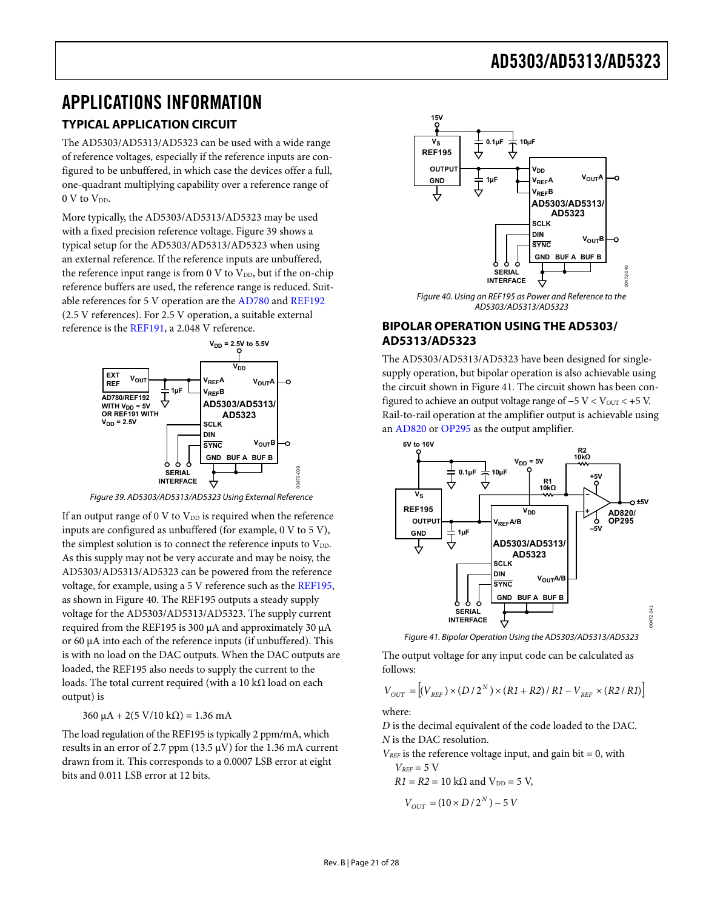# APPLICATIONS INFORMATION

## TYPICAL APPLICATION CIRCUIT

The AD5303/AD5313/AD5323 can be used with a wide range of reference voltages, especially if the reference inputs are configured to be unbuffered, in which case the devices offer a full, one-quadrant multiplying capability over a reference range of 0 V to $V_{DD}$.

More typically, the AD5303/AD5313/AD5323 may be used with a fixed precision reference voltage. Figure 39 shows a typical setup for the AD5303/AD5313/AD5323 when using an external reference. If the reference inputs are unbuffered, the reference input range is from 0 V to $V_{DD}$, but if the on-chip reference buffers are used, the reference range is reduced. Suitable references for 5 V operation are the AD780 and REF192 (2.5 V references). For 2.5 V operation, a suitable external reference is the REF191, a 2.048 V reference.

Figure 39. AD5303/AD5313/AD5323 Using External Reference

If an output range of 0 V to $V_{DD}$ is required when the reference inputs are configured as unbuffered (for example, 0 V to 5 V), the simplest solution is to connect the reference inputs to $V_{DD}$. As this supply may not be very accurate and may be noisy, the AD5303/AD5313/AD5323 can be powered from the reference voltage, for example, using a 5 V reference such as the REF195, as shown in Figure 40. The REF195 outputs a steady supply voltage for the AD5303/AD5313/AD5323. The supply current required from the REF195 is 300 µA and approximately 30 µA or 60 µA into each of the reference inputs (if unbuffered). This is with no load on the DAC outputs. When the DAC outputs are loaded, the REF195 also needs to supply the current to the loads. The total current required (with a 10 kΩ load on each output) is

$$360\ \mu A + 2(5\ V/10\ k\Omega) = 1.36\ mA$$

The load regulation of the REF195 is typically 2 ppm/mA, which results in an error of 2.7 ppm (13.5 µV) for the 1.36 mA current drawn from it. This corresponds to a 0.0007 LSB error at eight bits and 0.011 LSB error at 12 bits.

Figure 40. Using an REF195 as Power and Reference to the AD5303/AD5313/AD5323

## BIPOLAR OPERATION USING THE AD5303/AD5313/AD5323

The AD5303/AD5313/AD5323 have been designed for single-supply operation, but bipolar operation is also achievable using the circuit shown in Figure 41. The circuit shown has been configured to achieve an output voltage range of $-5\ V < V_{OUT} < +5\ V$. Rail-to-rail operation at the amplifier output is achievable using an AD820 or OP295 as the output amplifier.

Figure 41. Bipolar Operation Using the AD5303/AD5313/AD5323

The output voltage for any input code can be calculated as follows:

$$V_{OUT} = \left[(V_{REF}) \times (D/2^N) \times (R1 + R2)/R1 - V_{REF} \times (R2/R1)\right]$$

where:
$D$ is the decimal equivalent of the code loaded to the DAC.
$N$ is the DAC resolution.
$V_{REF}$ is the reference voltage input, and gain bit = 0, with
$V_{REF} = 5$ V
$R1 = R2 = 10$ kΩ and $V_{DD} = 5$ V,

$$V_{OUT} = (10 \times D/2^N) - 5\ V$$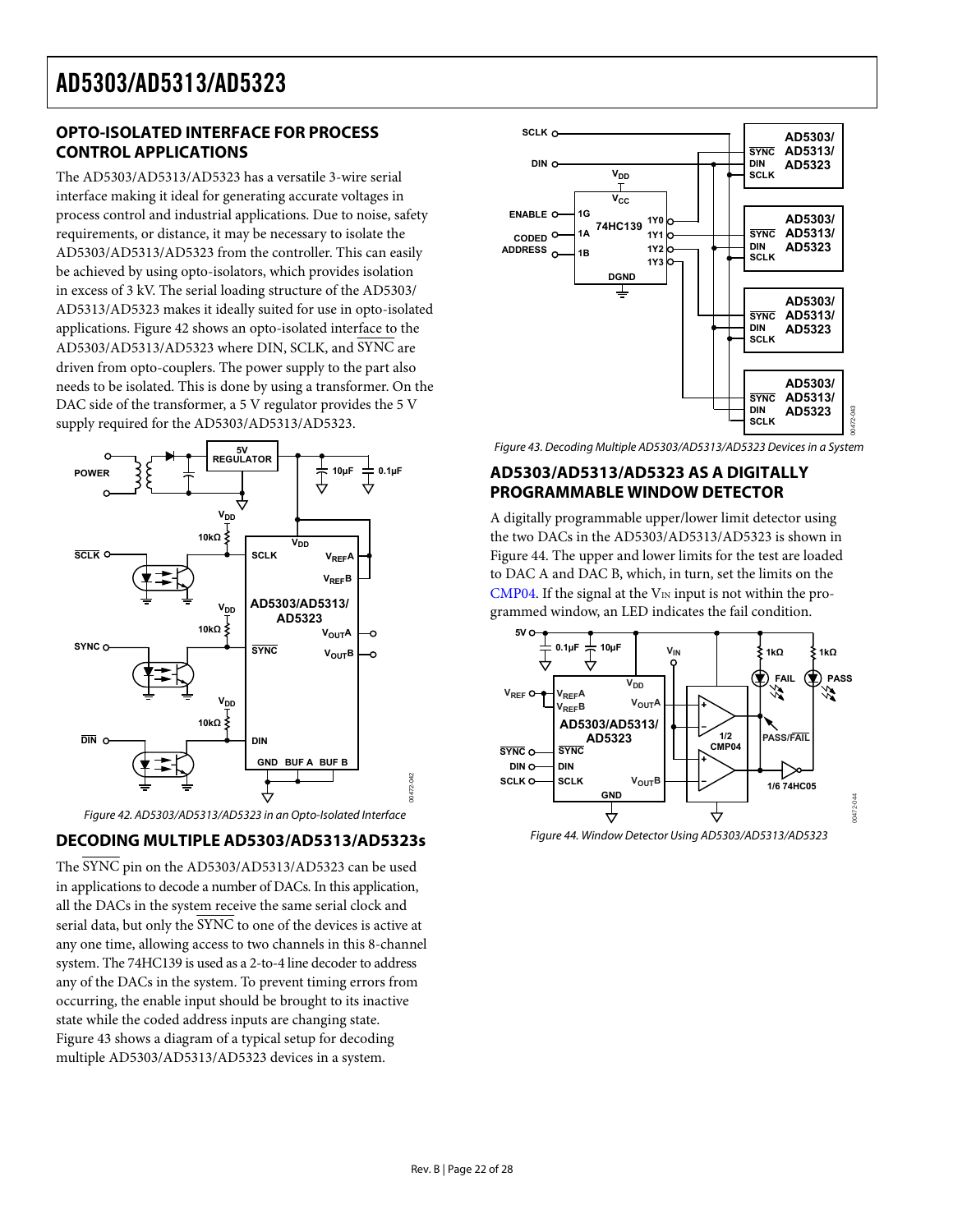## OPTO-ISOLATED INTERFACE FOR PROCESS CONTROL APPLICATIONS

The AD5303/AD5313/AD5323 has a versatile 3-wire serial interface making it ideal for generating accurate voltages in process control and industrial applications. Due to noise, safety requirements, or distance, it may be necessary to isolate the AD5303/AD5313/AD5323 from the controller. This can easily be achieved by using opto-isolators, which provides isolation in excess of 3 kV. The serial loading structure of the AD5303/AD5313/AD5323 makes it ideally suited for use in opto-isolated applications. Figure 42 shows an opto-isolated interface to the AD5303/AD5313/AD5323 where DIN, SCLK, and $\overline{\text{SYNC}}$ are driven from opto-couplers. The power supply to the part also needs to be isolated. This is done by using a transformer. On the DAC side of the transformer, a 5 V regulator provides the 5 V supply required for the AD5303/AD5313/AD5323.

*Figure 42. AD5303/AD5313/AD5323 in an Opto-Isolated Interface*

## DECODING MULTIPLE AD5303/AD5313/AD5323s

The $\overline{\text{SYNC}}$ pin on the AD5303/AD5313/AD5323 can be used in applications to decode a number of DACs. In this application, all the DACs in the system receive the same serial clock and serial data, but only the $\overline{\text{SYNC}}$ to one of the devices is active at any one time, allowing access to two channels in this 8-channel system. The 74HC139 is used as a 2-to-4 line decoder to address any of the DACs in the system. To prevent timing errors from occurring, the enable input should be brought to its inactive state while the coded address inputs are changing state. Figure 43 shows a diagram of a typical setup for decoding multiple AD5303/AD5313/AD5323 devices in a system.

*Figure 43. Decoding Multiple AD5303/AD5313/AD5323 Devices in a System*

## AD5303/AD5313/AD5323 AS A DIGITALLY PROGRAMMABLE WINDOW DETECTOR

A digitally programmable upper/lower limit detector using the two DACs in the AD5303/AD5313/AD5323 is shown in Figure 44. The upper and lower limits for the test are loaded to DAC A and DAC B, which, in turn, set the limits on the CMP04. If the signal at the $V_{IN}$ input is not within the programmed window, an LED indicates the fail condition.

*Figure 44. Window Detector Using AD5303/AD5313/AD5323*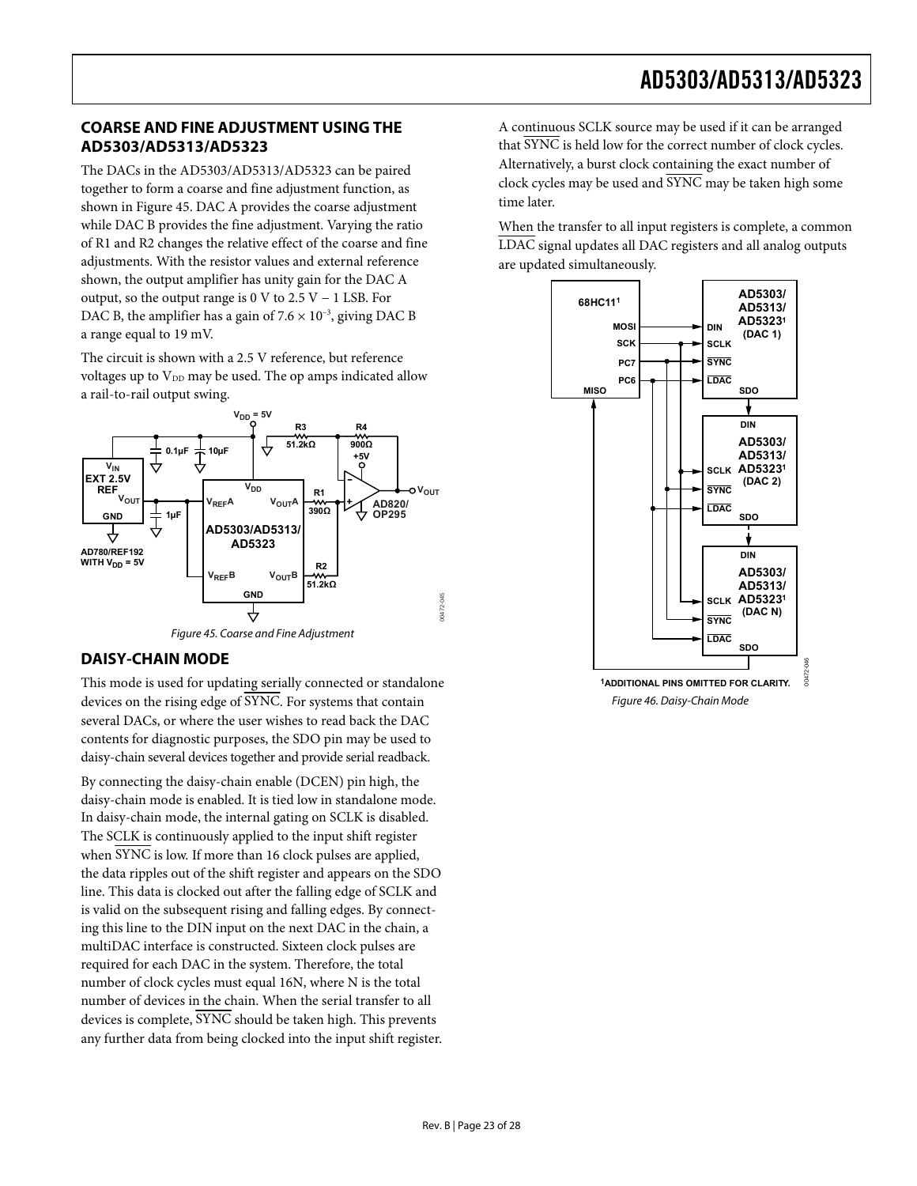## COARSE AND FINE ADJUSTMENT USING THE AD5303/AD5313/AD5323

The DACs in the AD5303/AD5313/AD5323 can be paired together to form a coarse and fine adjustment function, as shown in Figure 45. DAC A provides the coarse adjustment while DAC B provides the fine adjustment. Varying the ratio of R1 and R2 changes the relative effect of the coarse and fine adjustments. With the resistor values and external reference shown, the output amplifier has unity gain for the DAC A output, so the output range is 0 V to 2.5 V − 1 LSB. For DAC B, the amplifier has a gain of $7.6 \times 10^{-3}$, giving DAC B a range equal to 19 mV.

The circuit is shown with a 2.5 V reference, but reference voltages up to $V_{DD}$ may be used. The op amps indicated allow a rail-to-rail output swing.

Figure 45. Coarse and Fine Adjustment

## DAISY-CHAIN MODE

This mode is used for updating serially connected or standalone devices on the rising edge of SYNC. For systems that contain several DACs, or where the user wishes to read back the DAC contents for diagnostic purposes, the SDO pin may be used to daisy-chain several devices together and provide serial readback.

By connecting the daisy-chain enable (DCEN) pin high, the daisy-chain mode is enabled. It is tied low in standalone mode. In daisy-chain mode, the internal gating on SCLK is disabled. The SCLK is continuously applied to the input shift register when SYNC is low. If more than 16 clock pulses are applied, the data ripples out of the shift register and appears on the SDO line. This data is clocked out after the falling edge of SCLK and is valid on the subsequent rising and falling edges. By connecting this line to the DIN input on the next DAC in the chain, a multiDAC interface is constructed. Sixteen clock pulses are required for each DAC in the system. Therefore, the total number of clock cycles must equal 16N, where N is the total number of devices in the chain. When the serial transfer to all devices is complete, SYNC should be taken high. This prevents any further data from being clocked into the input shift register.

A continuous SCLK source may be used if it can be arranged that SYNC is held low for the correct number of clock cycles. Alternatively, a burst clock containing the exact number of clock cycles may be used and SYNC may be taken high some time later.

When the transfer to all input registers is complete, a common LDAC signal updates all DAC registers and all analog outputs are updated simultaneously.

[1]ADDITIONAL PINS OMITTED FOR CLARITY.

Figure 46. Daisy-Chain Mode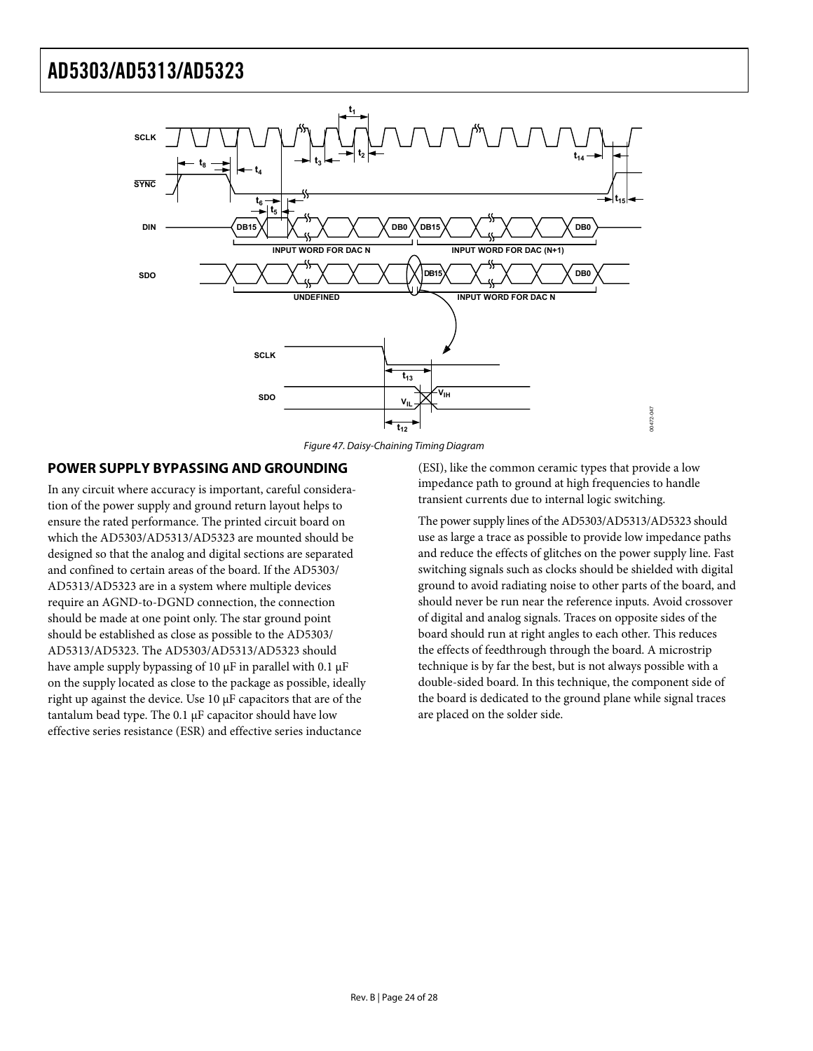Figure 47. Daisy-Chaining Timing Diagram

## POWER SUPPLY BYPASSING AND GROUNDING

In any circuit where accuracy is important, careful consideration of the power supply and ground return layout helps to ensure the rated performance. The printed circuit board on which the AD5303/AD5313/AD5323 are mounted should be designed so that the analog and digital sections are separated and confined to certain areas of the board. If the AD5303/AD5313/AD5323 are in a system where multiple devices require an AGND-to-DGND connection, the connection should be made at one point only. The star ground point should be established as close as possible to the AD5303/AD5313/AD5323. The AD5303/AD5313/AD5323 should have ample supply bypassing of 10 μF in parallel with 0.1 μF on the supply located as close to the package as possible, ideally right up against the device. Use 10 μF capacitors that are of the tantalum bead type. The 0.1 μF capacitor should have low effective series resistance (ESR) and effective series inductance (ESI), like the common ceramic types that provide a low impedance path to ground at high frequencies to handle transient currents due to internal logic switching.

The power supply lines of the AD5303/AD5313/AD5323 should use as large a trace as possible to provide low impedance paths and reduce the effects of glitches on the power supply line. Fast switching signals such as clocks should be shielded with digital ground to avoid radiating noise to other parts of the board, and should never be run near the reference inputs. Avoid crossover of digital and analog signals. Traces on opposite sides of the board should run at right angles to each other. This reduces the effects of feedthrough through the board. A microstrip technique is by far the best, but is not always possible with a double-sided board. In this technique, the component side of the board is dedicated to the ground plane while signal traces are placed on the solder side.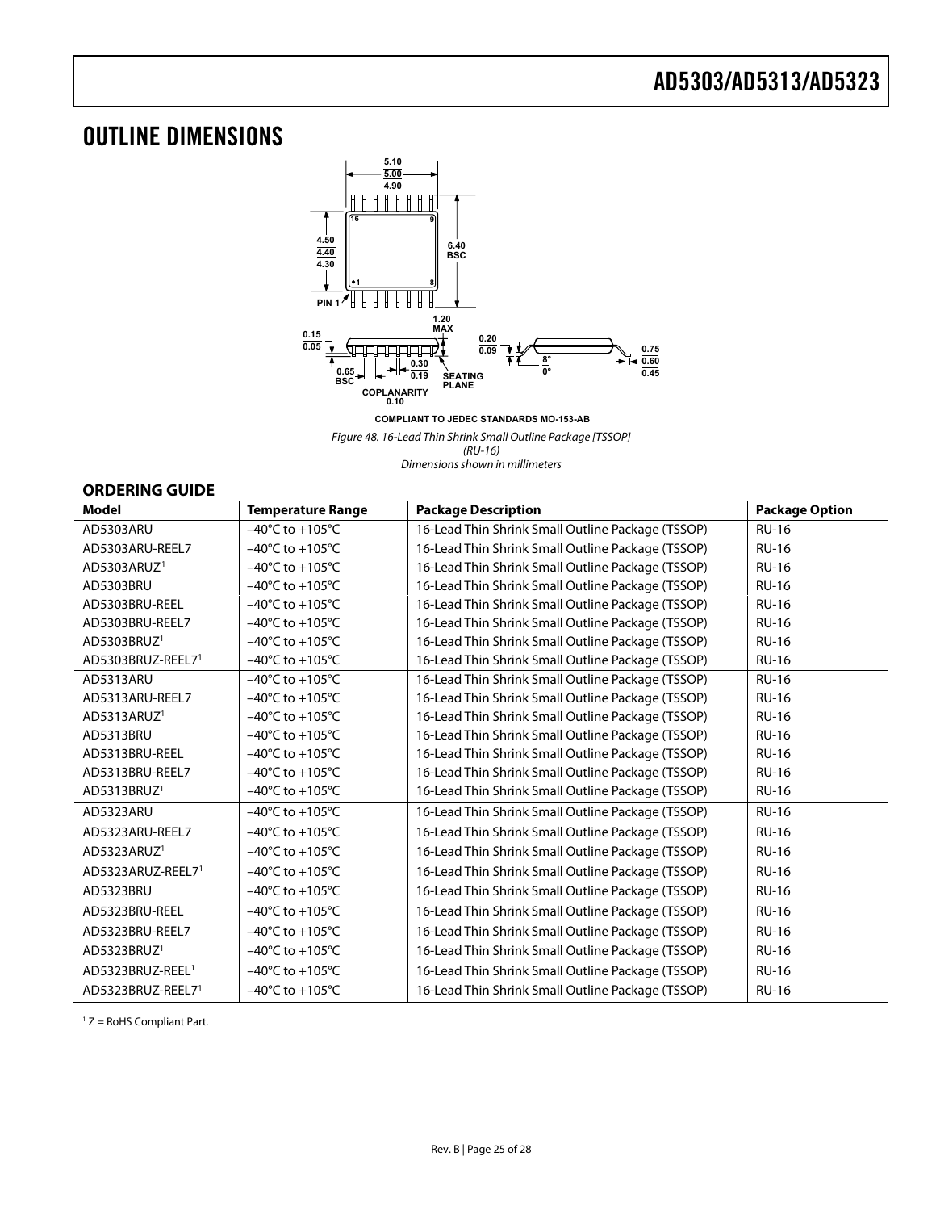# OUTLINE DIMENSIONS

COMPLIANT TO JEDEC STANDARDS MO-153-AB

*Figure 48. 16-Lead Thin Shrink Small Outline Package [TSSOP] (RU-16) Dimensions shown in millimeters*

## ORDERING GUIDE

| Model | Temperature Range | Package Description | Package Option |
|---|---|---|---|
| AD5303ARU | −40°C to +105°C | 16-Lead Thin Shrink Small Outline Package (TSSOP) | RU-16 |
| AD5303ARU-REEL7 | −40°C to +105°C | 16-Lead Thin Shrink Small Outline Package (TSSOP) | RU-16 |
| AD5303ARUZ[1] | −40°C to +105°C | 16-Lead Thin Shrink Small Outline Package (TSSOP) | RU-16 |
| AD5303BRU | −40°C to +105°C | 16-Lead Thin Shrink Small Outline Package (TSSOP) | RU-16 |
| AD5303BRU-REEL | −40°C to +105°C | 16-Lead Thin Shrink Small Outline Package (TSSOP) | RU-16 |
| AD5303BRU-REEL7 | −40°C to +105°C | 16-Lead Thin Shrink Small Outline Package (TSSOP) | RU-16 |
| AD5303BRUZ[1] | −40°C to +105°C | 16-Lead Thin Shrink Small Outline Package (TSSOP) | RU-16 |
| AD5303BRUZ-REEL7[1] | −40°C to +105°C | 16-Lead Thin Shrink Small Outline Package (TSSOP) | RU-16 |
| AD5313ARU | −40°C to +105°C | 16-Lead Thin Shrink Small Outline Package (TSSOP) | RU-16 |
| AD5313ARU-REEL7 | −40°C to +105°C | 16-Lead Thin Shrink Small Outline Package (TSSOP) | RU-16 |
| AD5313ARUZ[1] | −40°C to +105°C | 16-Lead Thin Shrink Small Outline Package (TSSOP) | RU-16 |
| AD5313BRU | −40°C to +105°C | 16-Lead Thin Shrink Small Outline Package (TSSOP) | RU-16 |
| AD5313BRU-REEL | −40°C to +105°C | 16-Lead Thin Shrink Small Outline Package (TSSOP) | RU-16 |
| AD5313BRU-REEL7 | −40°C to +105°C | 16-Lead Thin Shrink Small Outline Package (TSSOP) | RU-16 |
| AD5313BRUZ[1] | −40°C to +105°C | 16-Lead Thin Shrink Small Outline Package (TSSOP) | RU-16 |
| AD5323ARU | −40°C to +105°C | 16-Lead Thin Shrink Small Outline Package (TSSOP) | RU-16 |
| AD5323ARU-REEL7 | −40°C to +105°C | 16-Lead Thin Shrink Small Outline Package (TSSOP) | RU-16 |
| AD5323ARUZ[1] | −40°C to +105°C | 16-Lead Thin Shrink Small Outline Package (TSSOP) | RU-16 |
| AD5323ARUZ-REEL7[1] | −40°C to +105°C | 16-Lead Thin Shrink Small Outline Package (TSSOP) | RU-16 |
| AD5323BRU | −40°C to +105°C | 16-Lead Thin Shrink Small Outline Package (TSSOP) | RU-16 |
| AD5323BRU-REEL | −40°C to +105°C | 16-Lead Thin Shrink Small Outline Package (TSSOP) | RU-16 |
| AD5323BRU-REEL7 | −40°C to +105°C | 16-Lead Thin Shrink Small Outline Package (TSSOP) | RU-16 |
| AD5323BRUZ[1] | −40°C to +105°C | 16-Lead Thin Shrink Small Outline Package (TSSOP) | RU-16 |
| AD5323BRUZ-REEL[1] | −40°C to +105°C | 16-Lead Thin Shrink Small Outline Package (TSSOP) | RU-16 |
| AD5323BRUZ-REEL7[1] | −40°C to +105°C | 16-Lead Thin Shrink Small Outline Package (TSSOP) | RU-16 |

[1] Z = RoHS Compliant Part.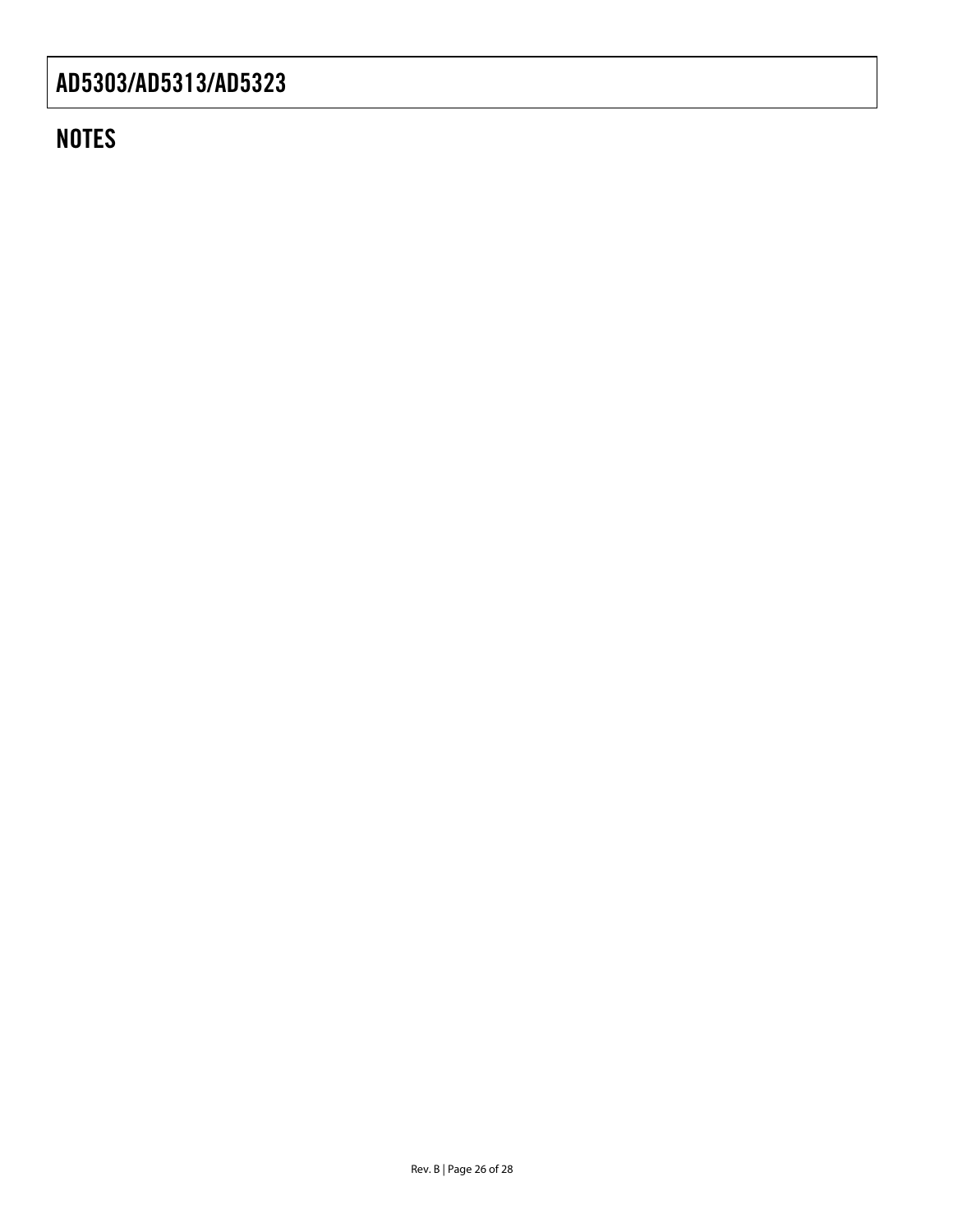## NOTES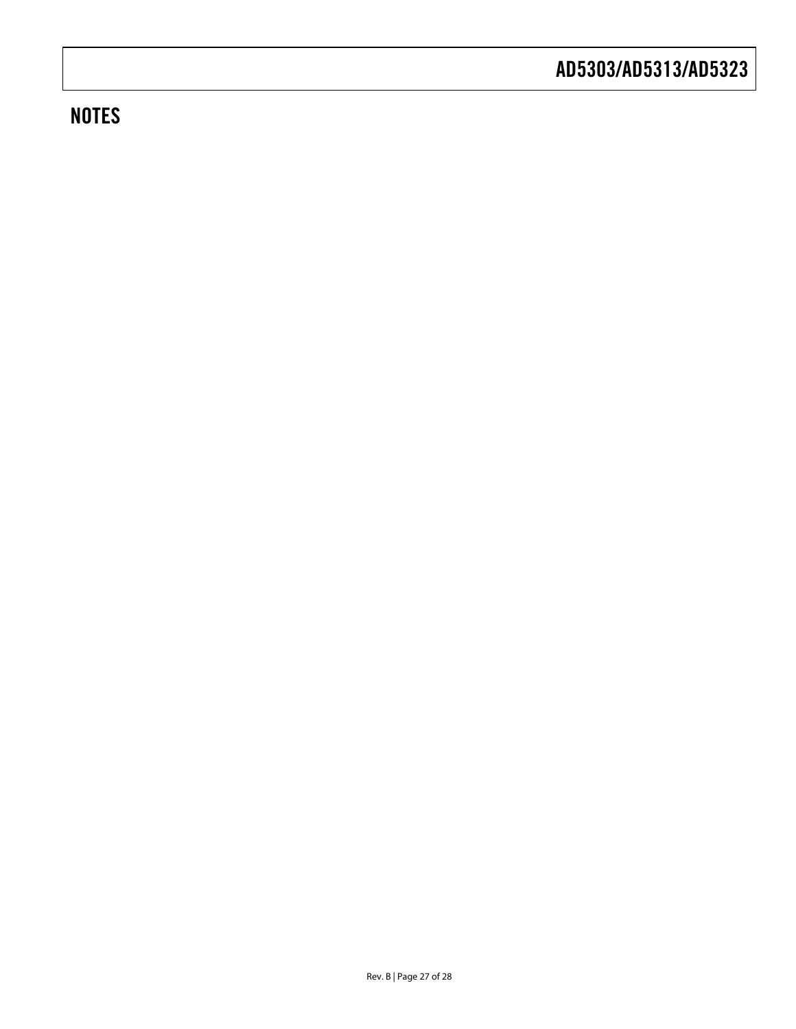## NOTES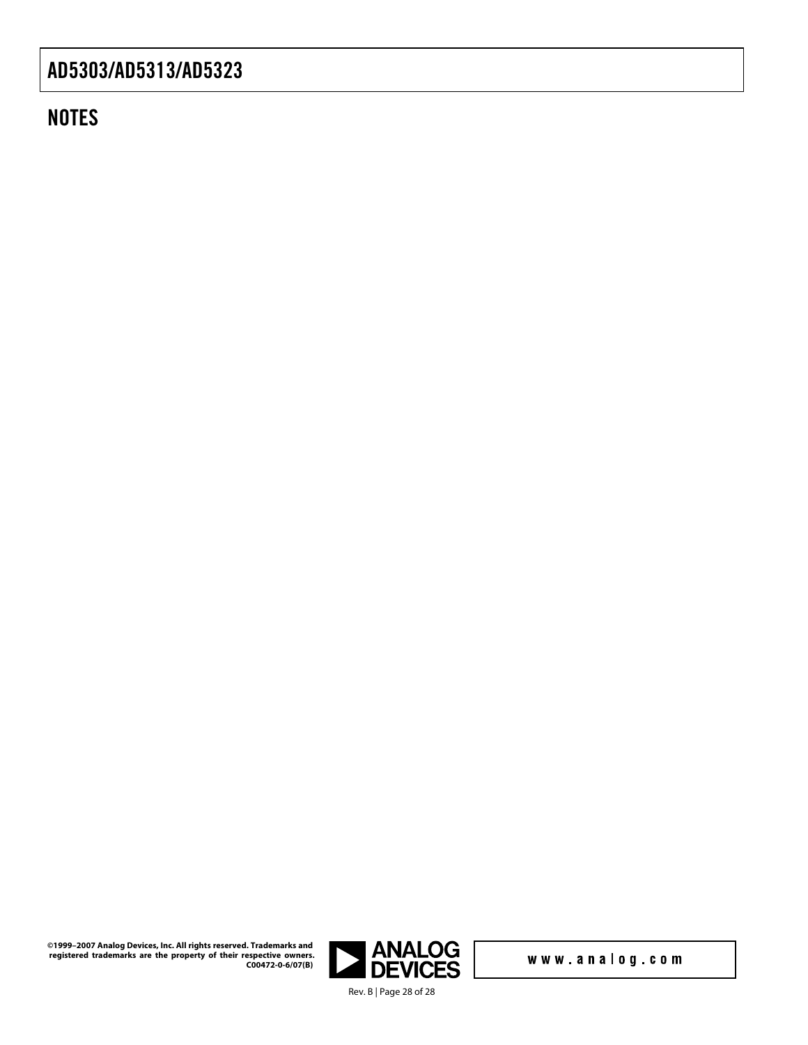## NOTES

©1999–2007 Analog Devices, Inc. All rights reserved. Trademarks and registered trademarks are the property of their respective owners.
C00472-0-6/07(B)

www.analog.com